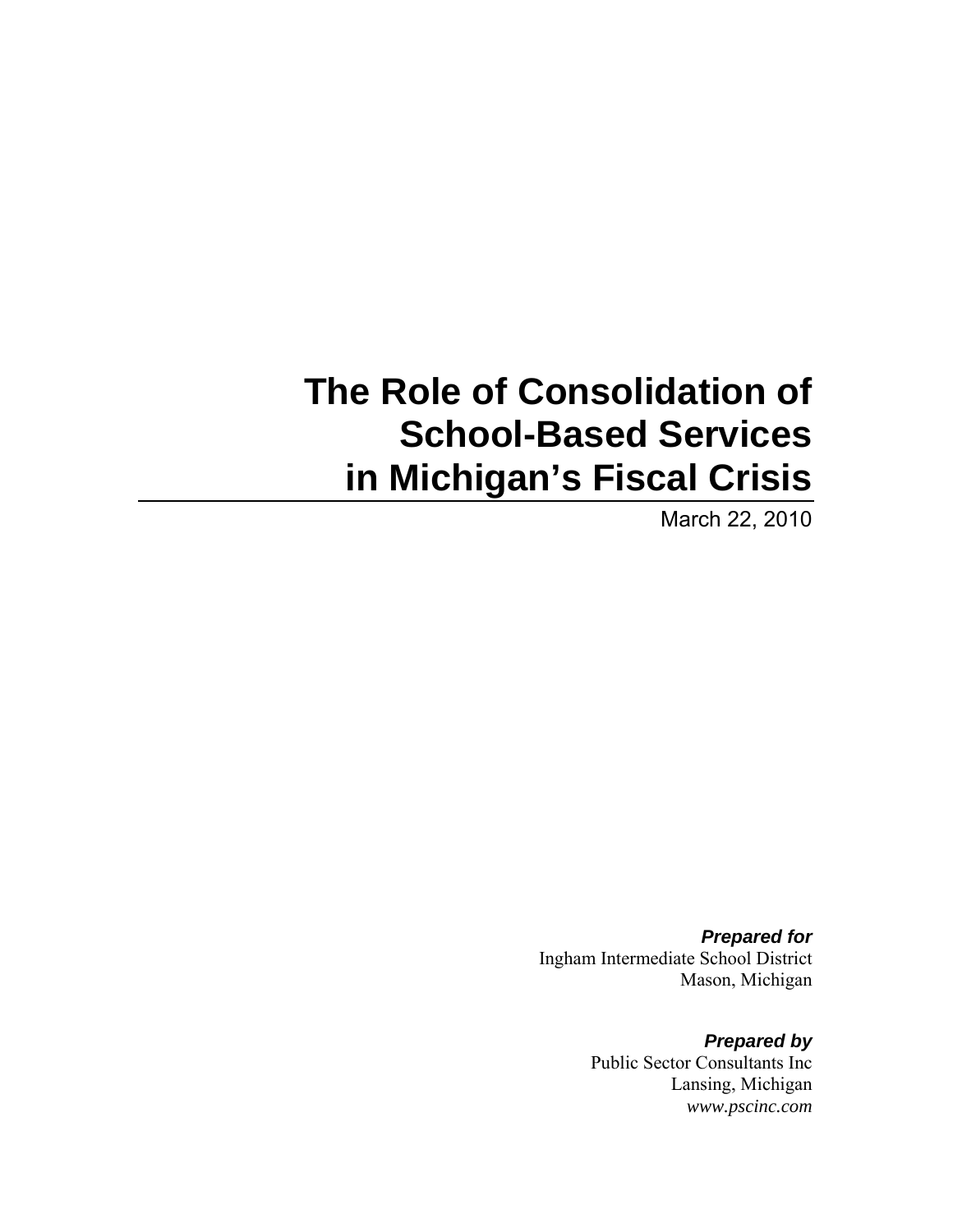# The Role of Consolidation of School-Based Services in Michigan's Fiscal Crisis

March 22, 2010

***Prepared for***
Ingham Intermediate School District
Mason, Michigan

***Prepared by***
Public Sector Consultants Inc
Lansing, Michigan
*www.pscinc.com*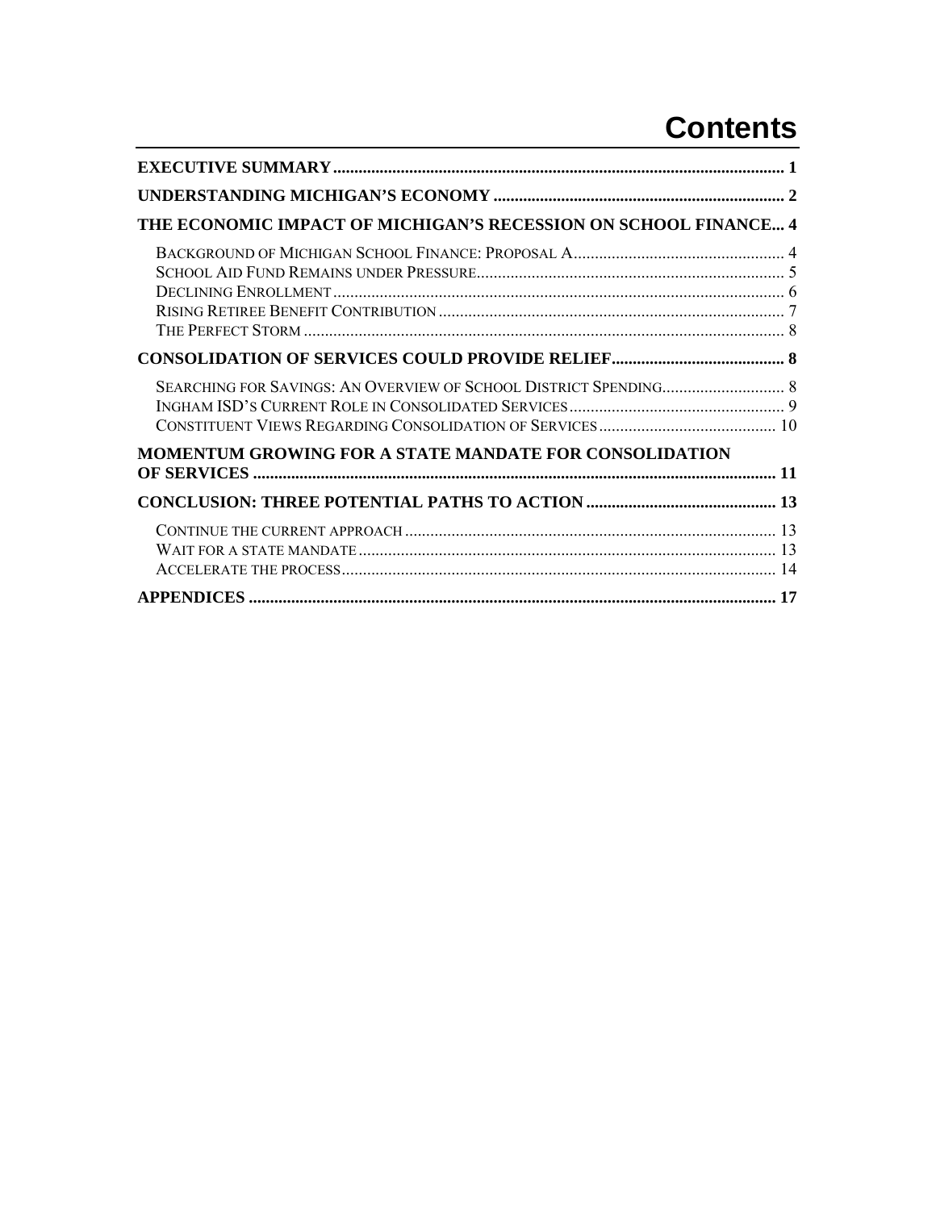# Contents

**EXECUTIVE SUMMARY** .......... 1

**UNDERSTANDING MICHIGAN'S ECONOMY** .......... 2

**THE ECONOMIC IMPACT OF MICHIGAN'S RECESSION ON SCHOOL FINANCE...** 4

- BACKGROUND OF MICHIGAN SCHOOL FINANCE: PROPOSAL A .......... 4
- SCHOOL AID FUND REMAINS UNDER PRESSURE .......... 5
- DECLINING ENROLLMENT .......... 6
- RISING RETIREE BENEFIT CONTRIBUTION .......... 7
- THE PERFECT STORM .......... 8

**CONSOLIDATION OF SERVICES COULD PROVIDE RELIEF** .......... 8

- SEARCHING FOR SAVINGS: AN OVERVIEW OF SCHOOL DISTRICT SPENDING .......... 8
- INGHAM ISD'S CURRENT ROLE IN CONSOLIDATED SERVICES .......... 9
- CONSTITUENT VIEWS REGARDING CONSOLIDATION OF SERVICES .......... 10

**MOMENTUM GROWING FOR A STATE MANDATE FOR CONSOLIDATION OF SERVICES** .......... 11

**CONCLUSION: THREE POTENTIAL PATHS TO ACTION** .......... 13

- CONTINUE THE CURRENT APPROACH .......... 13
- WAIT FOR A STATE MANDATE .......... 13
- ACCELERATE THE PROCESS .......... 14

**APPENDICES** .......... 17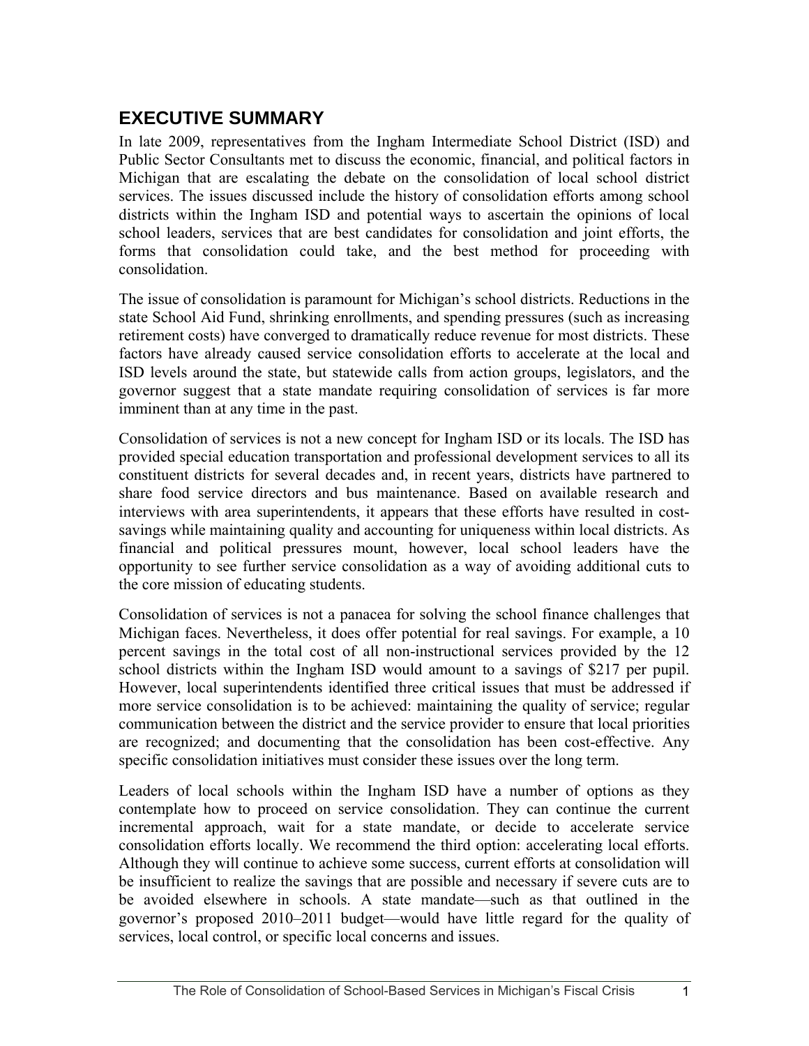## EXECUTIVE SUMMARY

In late 2009, representatives from the Ingham Intermediate School District (ISD) and Public Sector Consultants met to discuss the economic, financial, and political factors in Michigan that are escalating the debate on the consolidation of local school district services. The issues discussed include the history of consolidation efforts among school districts within the Ingham ISD and potential ways to ascertain the opinions of local school leaders, services that are best candidates for consolidation and joint efforts, the forms that consolidation could take, and the best method for proceeding with consolidation.

The issue of consolidation is paramount for Michigan's school districts. Reductions in the state School Aid Fund, shrinking enrollments, and spending pressures (such as increasing retirement costs) have converged to dramatically reduce revenue for most districts. These factors have already caused service consolidation efforts to accelerate at the local and ISD levels around the state, but statewide calls from action groups, legislators, and the governor suggest that a state mandate requiring consolidation of services is far more imminent than at any time in the past.

Consolidation of services is not a new concept for Ingham ISD or its locals. The ISD has provided special education transportation and professional development services to all its constituent districts for several decades and, in recent years, districts have partnered to share food service directors and bus maintenance. Based on available research and interviews with area superintendents, it appears that these efforts have resulted in cost-savings while maintaining quality and accounting for uniqueness within local districts. As financial and political pressures mount, however, local school leaders have the opportunity to see further service consolidation as a way of avoiding additional cuts to the core mission of educating students.

Consolidation of services is not a panacea for solving the school finance challenges that Michigan faces. Nevertheless, it does offer potential for real savings. For example, a 10 percent savings in the total cost of all non-instructional services provided by the 12 school districts within the Ingham ISD would amount to a savings of $217 per pupil. However, local superintendents identified three critical issues that must be addressed if more service consolidation is to be achieved: maintaining the quality of service; regular communication between the district and the service provider to ensure that local priorities are recognized; and documenting that the consolidation has been cost-effective. Any specific consolidation initiatives must consider these issues over the long term.

Leaders of local schools within the Ingham ISD have a number of options as they contemplate how to proceed on service consolidation. They can continue the current incremental approach, wait for a state mandate, or decide to accelerate service consolidation efforts locally. We recommend the third option: accelerating local efforts. Although they will continue to achieve some success, current efforts at consolidation will be insufficient to realize the savings that are possible and necessary if severe cuts are to be avoided elsewhere in schools. A state mandate—such as that outlined in the governor's proposed 2010–2011 budget—would have little regard for the quality of services, local control, or specific local concerns and issues.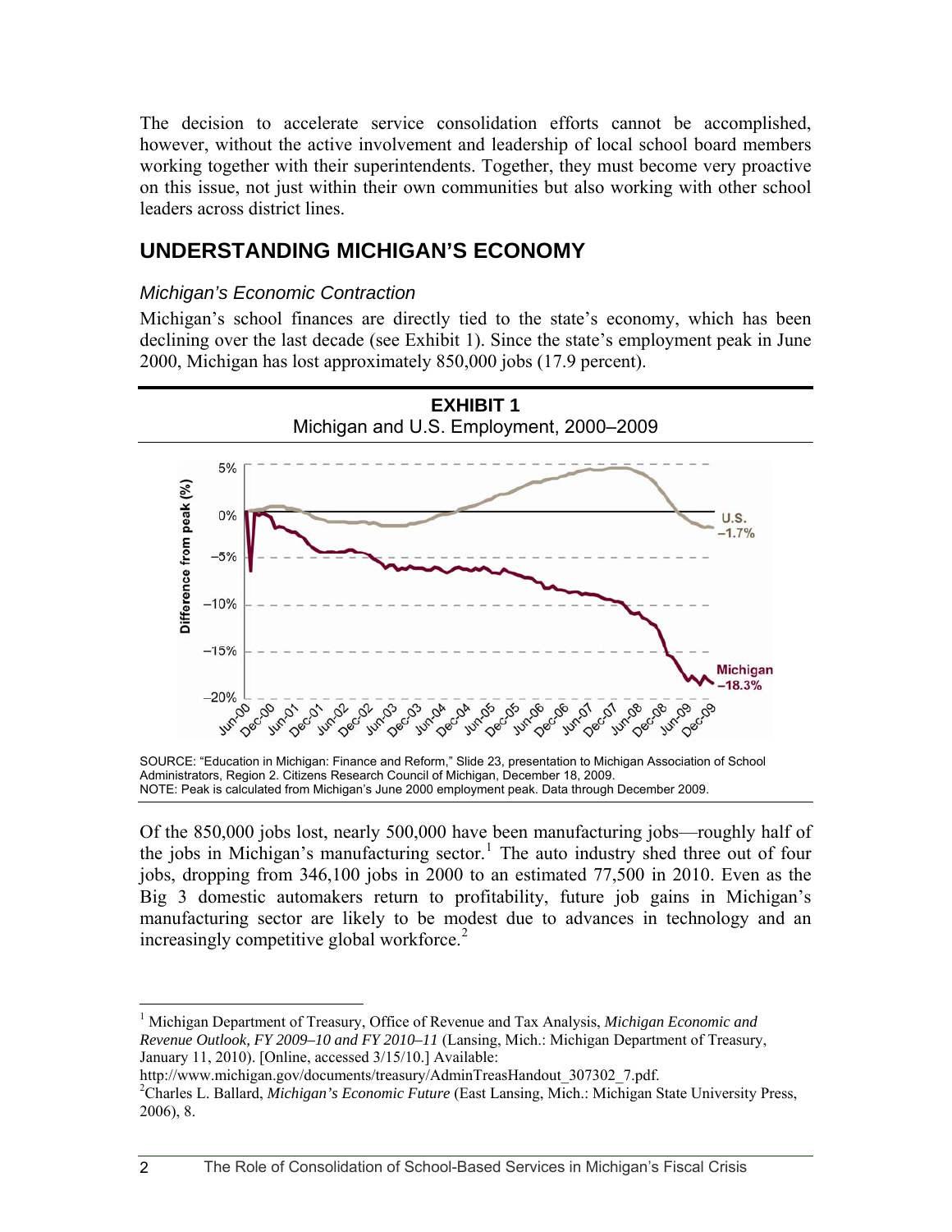The decision to accelerate service consolidation efforts cannot be accomplished, however, without the active involvement and leadership of local school board members working together with their superintendents. Together, they must become very proactive on this issue, not just within their own communities but also working with other school leaders across district lines.

## UNDERSTANDING MICHIGAN'S ECONOMY

### *Michigan's Economic Contraction*

Michigan's school finances are directly tied to the state's economy, which has been declining over the last decade (see Exhibit 1). Since the state's employment peak in June 2000, Michigan has lost approximately 850,000 jobs (17.9 percent).

**EXHIBIT 1**
Michigan and U.S. Employment, 2000–2009

SOURCE: "Education in Michigan: Finance and Reform," Slide 23, presentation to Michigan Association of School Administrators, Region 2. Citizens Research Council of Michigan, December 18, 2009.
NOTE: Peak is calculated from Michigan's June 2000 employment peak. Data through December 2009.

Of the 850,000 jobs lost, nearly 500,000 have been manufacturing jobs—roughly half of the jobs in Michigan's manufacturing sector.[1] The auto industry shed three out of four jobs, dropping from 346,100 jobs in 2000 to an estimated 77,500 in 2010. Even as the Big 3 domestic automakers return to profitability, future job gains in Michigan's manufacturing sector are likely to be modest due to advances in technology and an increasingly competitive global workforce.[2]

---

[1] Michigan Department of Treasury, Office of Revenue and Tax Analysis, *Michigan Economic and Revenue Outlook, FY 2009–10 and FY 2010–11* (Lansing, Mich.: Michigan Department of Treasury, January 11, 2010). [Online, accessed 3/15/10.] Available: http://www.michigan.gov/documents/treasury/AdminTreasHandout_307302_7.pdf.

[2] Charles L. Ballard, *Michigan's Economic Future* (East Lansing, Mich.: Michigan State University Press, 2006), 8.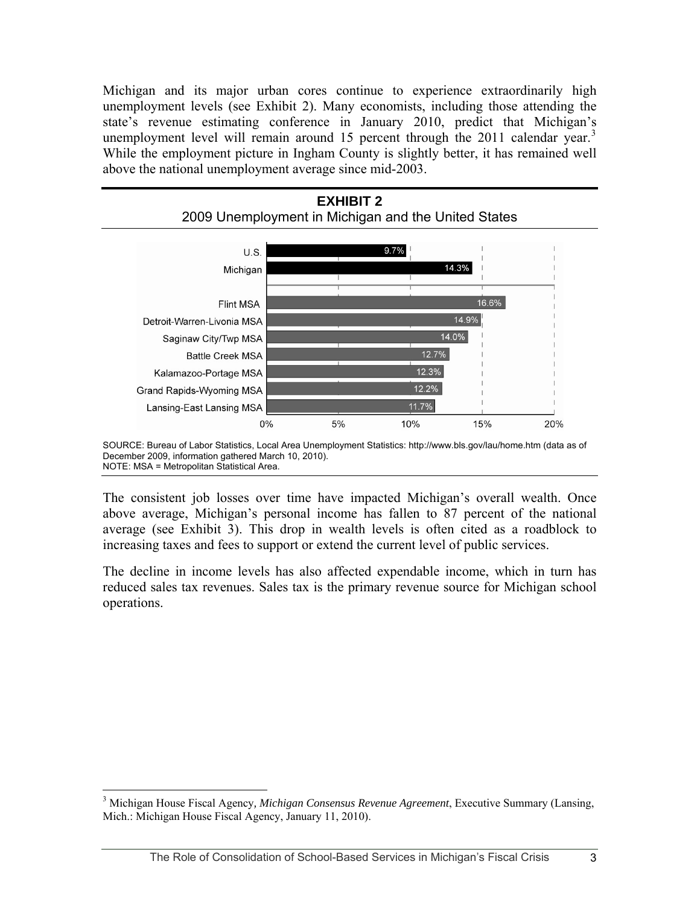Michigan and its major urban cores continue to experience extraordinarily high unemployment levels (see Exhibit 2). Many economists, including those attending the state's revenue estimating conference in January 2010, predict that Michigan's unemployment level will remain around 15 percent through the 2011 calendar year.[3] While the employment picture in Ingham County is slightly better, it has remained well above the national unemployment average since mid-2003.

**EXHIBIT 2**

2009 Unemployment in Michigan and the United States

| Area | Unemployment |
|---|---|
| U.S. | 9.7% |
| Michigan | 14.3% |
| Flint MSA | 16.6% |
| Detroit-Warren-Livonia MSA | 14.9% |
| Saginaw City/Twp MSA | 14.0% |
| Battle Creek MSA | 12.7% |
| Kalamazoo-Portage MSA | 12.3% |
| Grand Rapids-Wyoming MSA | 12.2% |
| Lansing-East Lansing MSA | 11.7% |

SOURCE: Bureau of Labor Statistics, Local Area Unemployment Statistics: http://www.bls.gov/lau/home.htm (data as of December 2009, information gathered March 10, 2010).
NOTE: MSA = Metropolitan Statistical Area.

The consistent job losses over time have impacted Michigan's overall wealth. Once above average, Michigan's personal income has fallen to 87 percent of the national average (see Exhibit 3). This drop in wealth levels is often cited as a roadblock to increasing taxes and fees to support or extend the current level of public services.

The decline in income levels has also affected expendable income, which in turn has reduced sales tax revenues. Sales tax is the primary revenue source for Michigan school operations.

[3] Michigan House Fiscal Agency, *Michigan Consensus Revenue Agreement*, Executive Summary (Lansing, Mich.: Michigan House Fiscal Agency, January 11, 2010).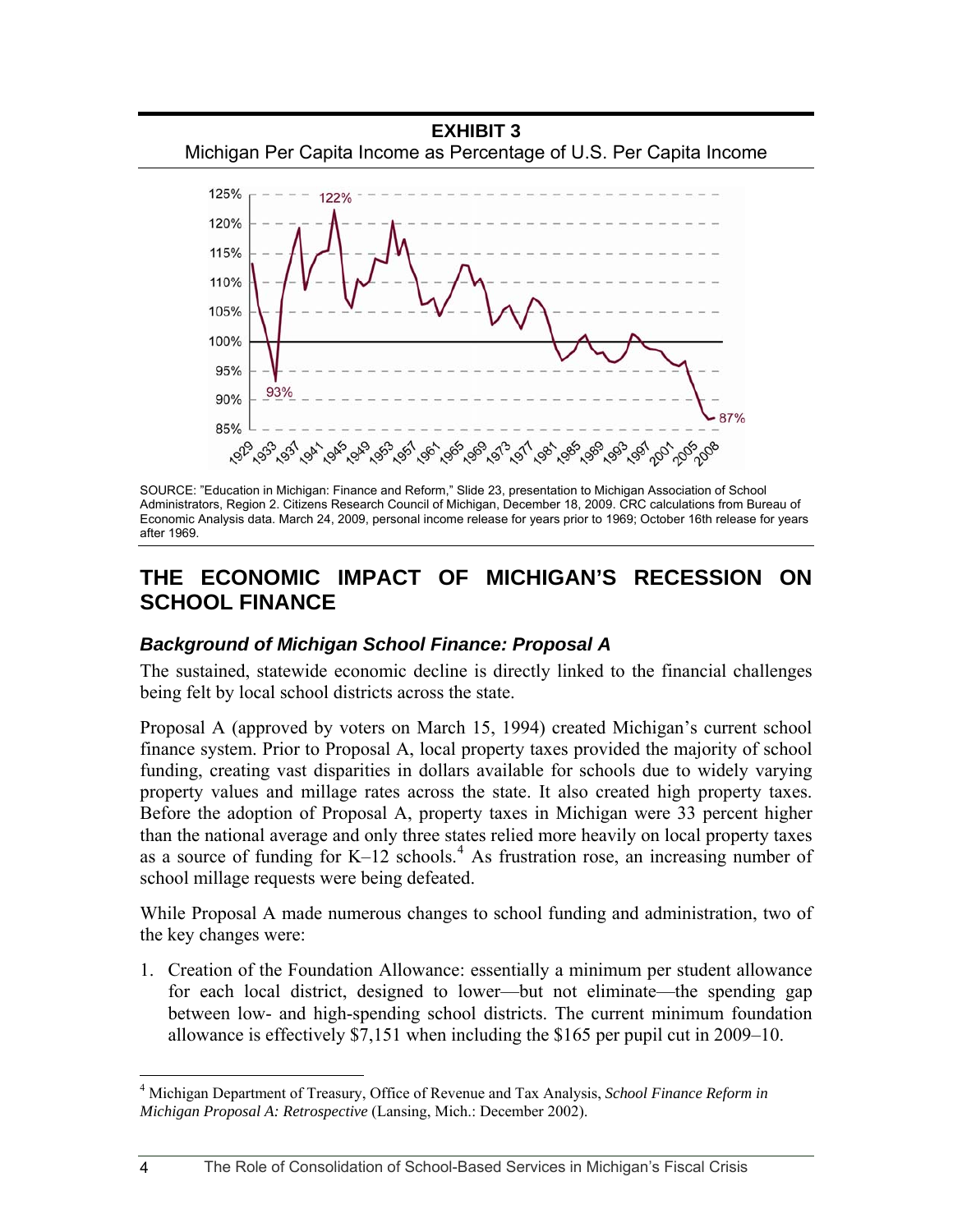**EXHIBIT 3**
Michigan Per Capita Income as Percentage of U.S. Per Capita Income

SOURCE: "Education in Michigan: Finance and Reform," Slide 23, presentation to Michigan Association of School Administrators, Region 2. Citizens Research Council of Michigan, December 18, 2009. CRC calculations from Bureau of Economic Analysis data. March 24, 2009, personal income release for years prior to 1969; October 16th release for years after 1969.

## THE ECONOMIC IMPACT OF MICHIGAN'S RECESSION ON SCHOOL FINANCE

### *Background of Michigan School Finance: Proposal A*

The sustained, statewide economic decline is directly linked to the financial challenges being felt by local school districts across the state.

Proposal A (approved by voters on March 15, 1994) created Michigan's current school finance system. Prior to Proposal A, local property taxes provided the majority of school funding, creating vast disparities in dollars available for schools due to widely varying property values and millage rates across the state. It also created high property taxes. Before the adoption of Proposal A, property taxes in Michigan were 33 percent higher than the national average and only three states relied more heavily on local property taxes as a source of funding for K–12 schools.[4] As frustration rose, an increasing number of school millage requests were being defeated.

While Proposal A made numerous changes to school funding and administration, two of the key changes were:

1. Creation of the Foundation Allowance: essentially a minimum per student allowance for each local district, designed to lower—but not eliminate—the spending gap between low- and high-spending school districts. The current minimum foundation allowance is effectively $7,151 when including the $165 per pupil cut in 2009–10.

[4] Michigan Department of Treasury, Office of Revenue and Tax Analysis, *School Finance Reform in Michigan Proposal A: Retrospective* (Lansing, Mich.: December 2002).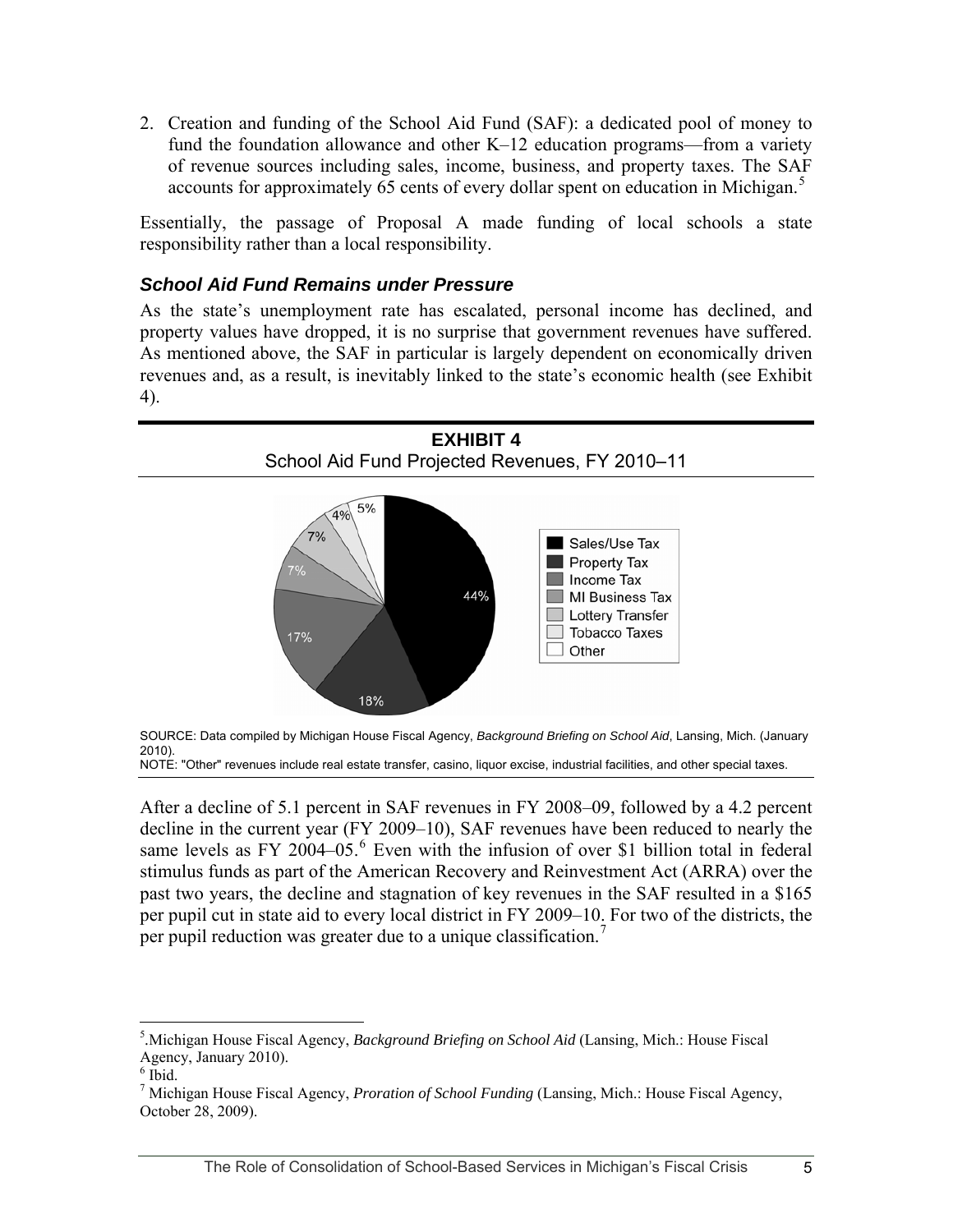2. Creation and funding of the School Aid Fund (SAF): a dedicated pool of money to fund the foundation allowance and other K–12 education programs—from a variety of revenue sources including sales, income, business, and property taxes. The SAF accounts for approximately 65 cents of every dollar spent on education in Michigan.[5]

Essentially, the passage of Proposal A made funding of local schools a state responsibility rather than a local responsibility.

### *School Aid Fund Remains under Pressure*

As the state's unemployment rate has escalated, personal income has declined, and property values have dropped, it is no surprise that government revenues have suffered. As mentioned above, the SAF in particular is largely dependent on economically driven revenues and, as a result, is inevitably linked to the state's economic health (see Exhibit 4).

**EXHIBIT 4**

School Aid Fund Projected Revenues, FY 2010–11

| Source | Share |
|---|---|
| Sales/Use Tax | 44% |
| Property Tax | 18% |
| Income Tax | 17% |
| MI Business Tax | 7% |
| Lottery Transfer | 7% |
| Tobacco Taxes | 4% |
| Other | 5% |

SOURCE: Data compiled by Michigan House Fiscal Agency, *Background Briefing on School Aid*, Lansing, Mich. (January 2010).
NOTE: "Other" revenues include real estate transfer, casino, liquor excise, industrial facilities, and other special taxes.

After a decline of 5.1 percent in SAF revenues in FY 2008–09, followed by a 4.2 percent decline in the current year (FY 2009–10), SAF revenues have been reduced to nearly the same levels as FY 2004–05.[6] Even with the infusion of over $1 billion total in federal stimulus funds as part of the American Recovery and Reinvestment Act (ARRA) over the past two years, the decline and stagnation of key revenues in the SAF resulted in a $165 per pupil cut in state aid to every local district in FY 2009–10. For two of the districts, the per pupil reduction was greater due to a unique classification.[7]

---

[5] Michigan House Fiscal Agency, *Background Briefing on School Aid* (Lansing, Mich.: House Fiscal Agency, January 2010).

[6] Ibid.

[7] Michigan House Fiscal Agency, *Proration of School Funding* (Lansing, Mich.: House Fiscal Agency, October 28, 2009).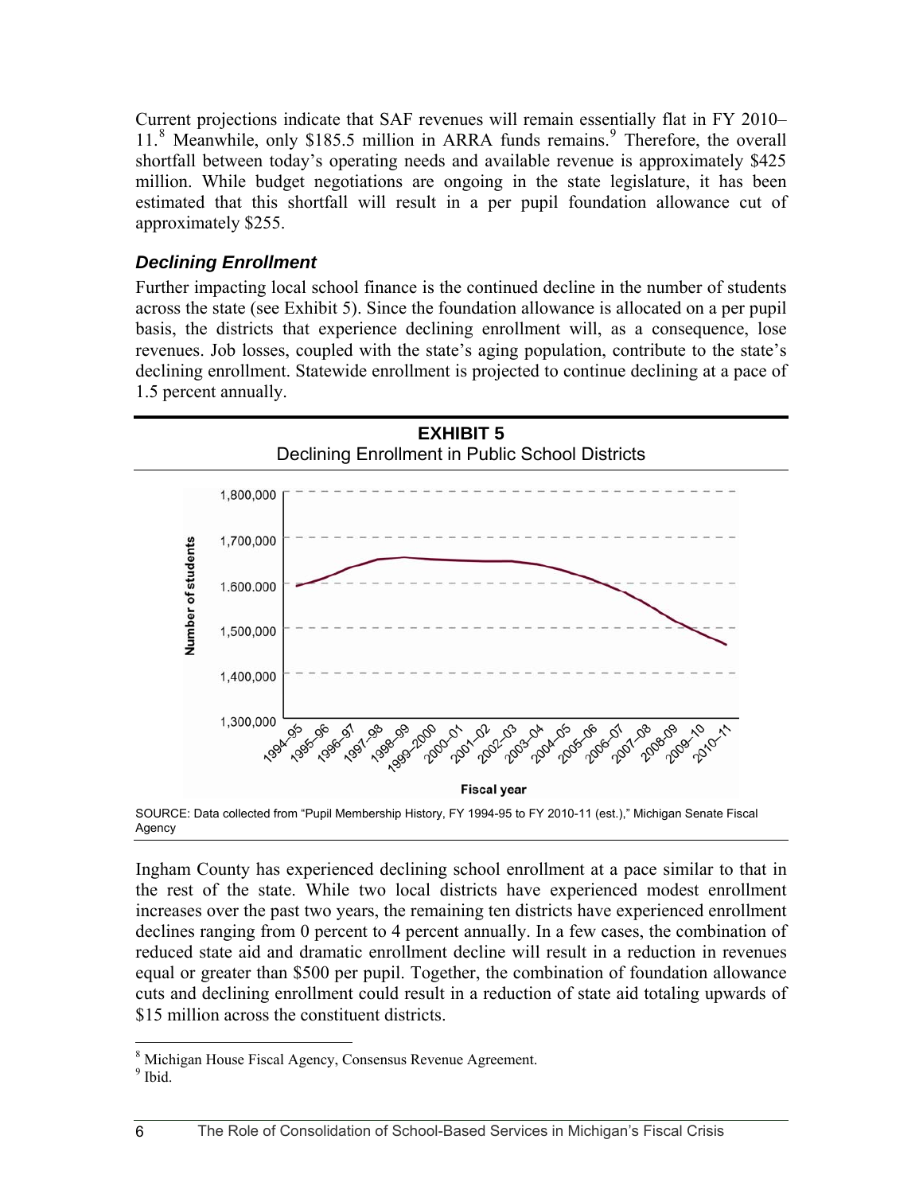Current projections indicate that SAF revenues will remain essentially flat in FY 2010–11.[8] Meanwhile, only $185.5 million in ARRA funds remains.[9] Therefore, the overall shortfall between today's operating needs and available revenue is approximately $425 million. While budget negotiations are ongoing in the state legislature, it has been estimated that this shortfall will result in a per pupil foundation allowance cut of approximately $255.

### *Declining Enrollment*

Further impacting local school finance is the continued decline in the number of students across the state (see Exhibit 5). Since the foundation allowance is allocated on a per pupil basis, the districts that experience declining enrollment will, as a consequence, lose revenues. Job losses, coupled with the state's aging population, contribute to the state's declining enrollment. Statewide enrollment is projected to continue declining at a pace of 1.5 percent annually.

**EXHIBIT 5**
Declining Enrollment in Public School Districts

SOURCE: Data collected from "Pupil Membership History, FY 1994-95 to FY 2010-11 (est.)," Michigan Senate Fiscal Agency

Ingham County has experienced declining school enrollment at a pace similar to that in the rest of the state. While two local districts have experienced modest enrollment increases over the past two years, the remaining ten districts have experienced enrollment declines ranging from 0 percent to 4 percent annually. In a few cases, the combination of reduced state aid and dramatic enrollment decline will result in a reduction in revenues equal or greater than $500 per pupil. Together, the combination of foundation allowance cuts and declining enrollment could result in a reduction of state aid totaling upwards of $15 million across the constituent districts.

[8] Michigan House Fiscal Agency, Consensus Revenue Agreement.
[9] Ibid.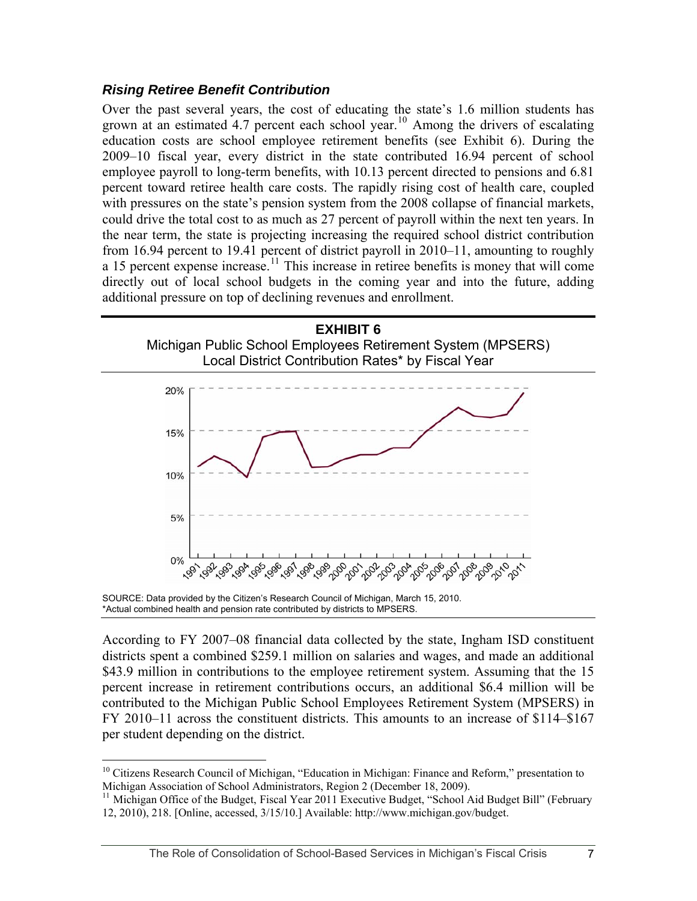### *Rising Retiree Benefit Contribution*

Over the past several years, the cost of educating the state's 1.6 million students has grown at an estimated 4.7 percent each school year.[10] Among the drivers of escalating education costs are school employee retirement benefits (see Exhibit 6). During the 2009–10 fiscal year, every district in the state contributed 16.94 percent of school employee payroll to long-term benefits, with 10.13 percent directed to pensions and 6.81 percent toward retiree health care costs. The rapidly rising cost of health care, coupled with pressures on the state's pension system from the 2008 collapse of financial markets, could drive the total cost to as much as 27 percent of payroll within the next ten years. In the near term, the state is projecting increasing the required school district contribution from 16.94 percent to 19.41 percent of district payroll in 2010–11, amounting to roughly a 15 percent expense increase.[11] This increase in retiree benefits is money that will come directly out of local school budgets in the coming year and into the future, adding additional pressure on top of declining revenues and enrollment.

**EXHIBIT 6**

Michigan Public School Employees Retirement System (MPSERS) Local District Contribution Rates* by Fiscal Year

SOURCE: Data provided by the Citizen's Research Council of Michigan, March 15, 2010.
*Actual combined health and pension rate contributed by districts to MPSERS.

According to FY 2007–08 financial data collected by the state, Ingham ISD constituent districts spent a combined $259.1 million on salaries and wages, and made an additional $43.9 million in contributions to the employee retirement system. Assuming that the 15 percent increase in retirement contributions occurs, an additional $6.4 million will be contributed to the Michigan Public School Employees Retirement System (MPSERS) in FY 2010–11 across the constituent districts. This amounts to an increase of $114–$167 per student depending on the district.

---

[10] Citizens Research Council of Michigan, "Education in Michigan: Finance and Reform," presentation to Michigan Association of School Administrators, Region 2 (December 18, 2009).

[11] Michigan Office of the Budget, Fiscal Year 2011 Executive Budget, "School Aid Budget Bill" (February 12, 2010), 218. [Online, accessed, 3/15/10.] Available: http://www.michigan.gov/budget.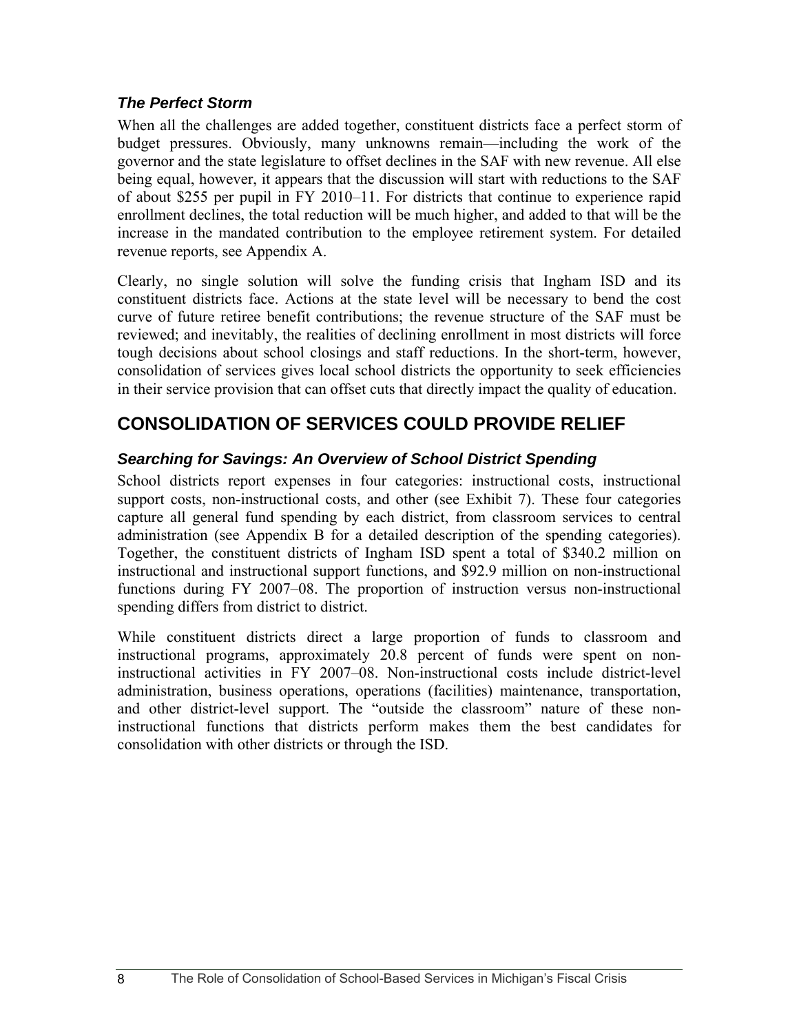### *The Perfect Storm*

When all the challenges are added together, constituent districts face a perfect storm of budget pressures. Obviously, many unknowns remain—including the work of the governor and the state legislature to offset declines in the SAF with new revenue. All else being equal, however, it appears that the discussion will start with reductions to the SAF of about $255 per pupil in FY 2010–11. For districts that continue to experience rapid enrollment declines, the total reduction will be much higher, and added to that will be the increase in the mandated contribution to the employee retirement system. For detailed revenue reports, see Appendix A.

Clearly, no single solution will solve the funding crisis that Ingham ISD and its constituent districts face. Actions at the state level will be necessary to bend the cost curve of future retiree benefit contributions; the revenue structure of the SAF must be reviewed; and inevitably, the realities of declining enrollment in most districts will force tough decisions about school closings and staff reductions. In the short-term, however, consolidation of services gives local school districts the opportunity to seek efficiencies in their service provision that can offset cuts that directly impact the quality of education.

## CONSOLIDATION OF SERVICES COULD PROVIDE RELIEF

### *Searching for Savings: An Overview of School District Spending*

School districts report expenses in four categories: instructional costs, instructional support costs, non-instructional costs, and other (see Exhibit 7). These four categories capture all general fund spending by each district, from classroom services to central administration (see Appendix B for a detailed description of the spending categories). Together, the constituent districts of Ingham ISD spent a total of $340.2 million on instructional and instructional support functions, and $92.9 million on non-instructional functions during FY 2007–08. The proportion of instruction versus non-instructional spending differs from district to district.

While constituent districts direct a large proportion of funds to classroom and instructional programs, approximately 20.8 percent of funds were spent on non-instructional activities in FY 2007–08. Non-instructional costs include district-level administration, business operations, operations (facilities) maintenance, transportation, and other district-level support. The "outside the classroom" nature of these non-instructional functions that districts perform makes them the best candidates for consolidation with other districts or through the ISD.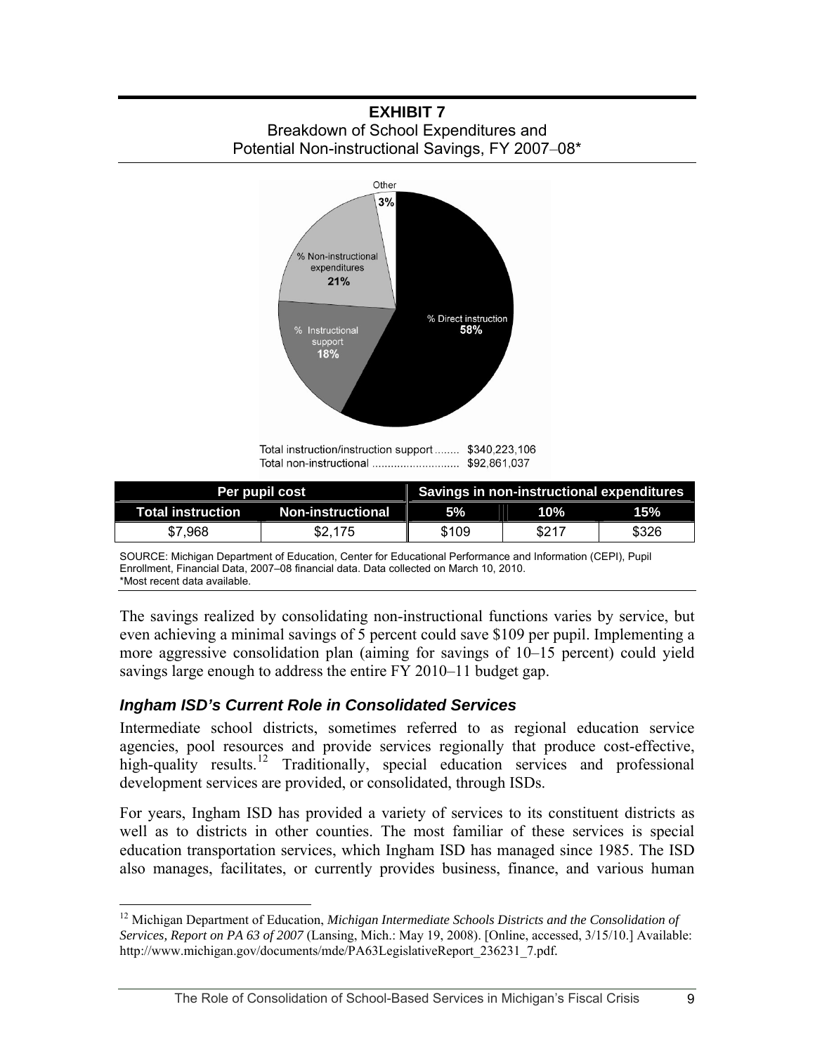**EXHIBIT 7**
Breakdown of School Expenditures and
Potential Non-instructional Savings, FY 2007–08*

Other 3%

% Non-instructional expenditures 21%

% Instructional support 18%

% Direct instruction 58%

Total instruction/instruction support ........ $340,223,106
Total non-instructional ........................... $92,861,037

| Per pupil cost | | Savings in non-instructional expenditures | | |
|---|---|---|---|---|
| **Total instruction** | **Non-instructional** | **5%** | **10%** | **15%** |
| $7,968 | $2,175 | $109 | $217 | $326 |

SOURCE: Michigan Department of Education, Center for Educational Performance and Information (CEPI), Pupil Enrollment, Financial Data, 2007–08 financial data. Data collected on March 10, 2010.
*Most recent data available.

The savings realized by consolidating non-instructional functions varies by service, but even achieving a minimal savings of 5 percent could save $109 per pupil. Implementing a more aggressive consolidation plan (aiming for savings of 10–15 percent) could yield savings large enough to address the entire FY 2010–11 budget gap.

### *Ingham ISD's Current Role in Consolidated Services*

Intermediate school districts, sometimes referred to as regional education service agencies, pool resources and provide services regionally that produce cost-effective, high-quality results.[12] Traditionally, special education services and professional development services are provided, or consolidated, through ISDs.

For years, Ingham ISD has provided a variety of services to its constituent districts as well as to districts in other counties. The most familiar of these services is special education transportation services, which Ingham ISD has managed since 1985. The ISD also manages, facilitates, or currently provides business, finance, and various human

[12] Michigan Department of Education, *Michigan Intermediate Schools Districts and the Consolidation of Services, Report on PA 63 of 2007* (Lansing, Mich.: May 19, 2008). [Online, accessed, 3/15/10.] Available: http://www.michigan.gov/documents/mde/PA63LegislativeReport_236231_7.pdf.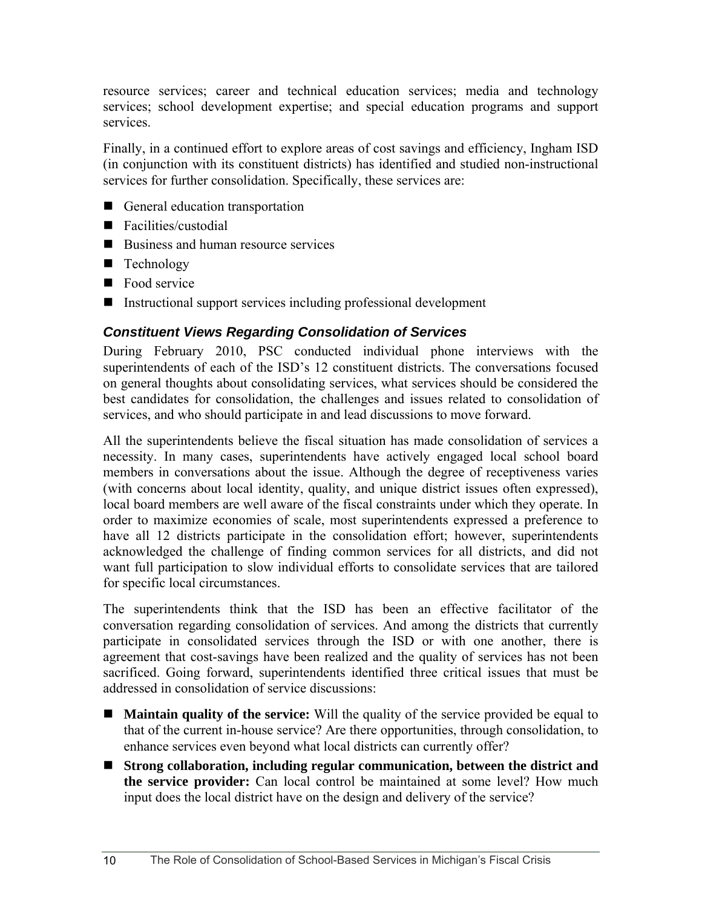resource services; career and technical education services; media and technology services; school development expertise; and special education programs and support services.

Finally, in a continued effort to explore areas of cost savings and efficiency, Ingham ISD (in conjunction with its constituent districts) has identified and studied non-instructional services for further consolidation. Specifically, these services are:

- General education transportation
- Facilities/custodial
- Business and human resource services
- Technology
- Food service
- Instructional support services including professional development

### *Constituent Views Regarding Consolidation of Services*

During February 2010, PSC conducted individual phone interviews with the superintendents of each of the ISD's 12 constituent districts. The conversations focused on general thoughts about consolidating services, what services should be considered the best candidates for consolidation, the challenges and issues related to consolidation of services, and who should participate in and lead discussions to move forward.

All the superintendents believe the fiscal situation has made consolidation of services a necessity. In many cases, superintendents have actively engaged local school board members in conversations about the issue. Although the degree of receptiveness varies (with concerns about local identity, quality, and unique district issues often expressed), local board members are well aware of the fiscal constraints under which they operate. In order to maximize economies of scale, most superintendents expressed a preference to have all 12 districts participate in the consolidation effort; however, superintendents acknowledged the challenge of finding common services for all districts, and did not want full participation to slow individual efforts to consolidate services that are tailored for specific local circumstances.

The superintendents think that the ISD has been an effective facilitator of the conversation regarding consolidation of services. And among the districts that currently participate in consolidated services through the ISD or with one another, there is agreement that cost-savings have been realized and the quality of services has not been sacrificed. Going forward, superintendents identified three critical issues that must be addressed in consolidation of service discussions:

- **Maintain quality of the service:** Will the quality of the service provided be equal to that of the current in-house service? Are there opportunities, through consolidation, to enhance services even beyond what local districts can currently offer?
- **Strong collaboration, including regular communication, between the district and the service provider:** Can local control be maintained at some level? How much input does the local district have on the design and delivery of the service?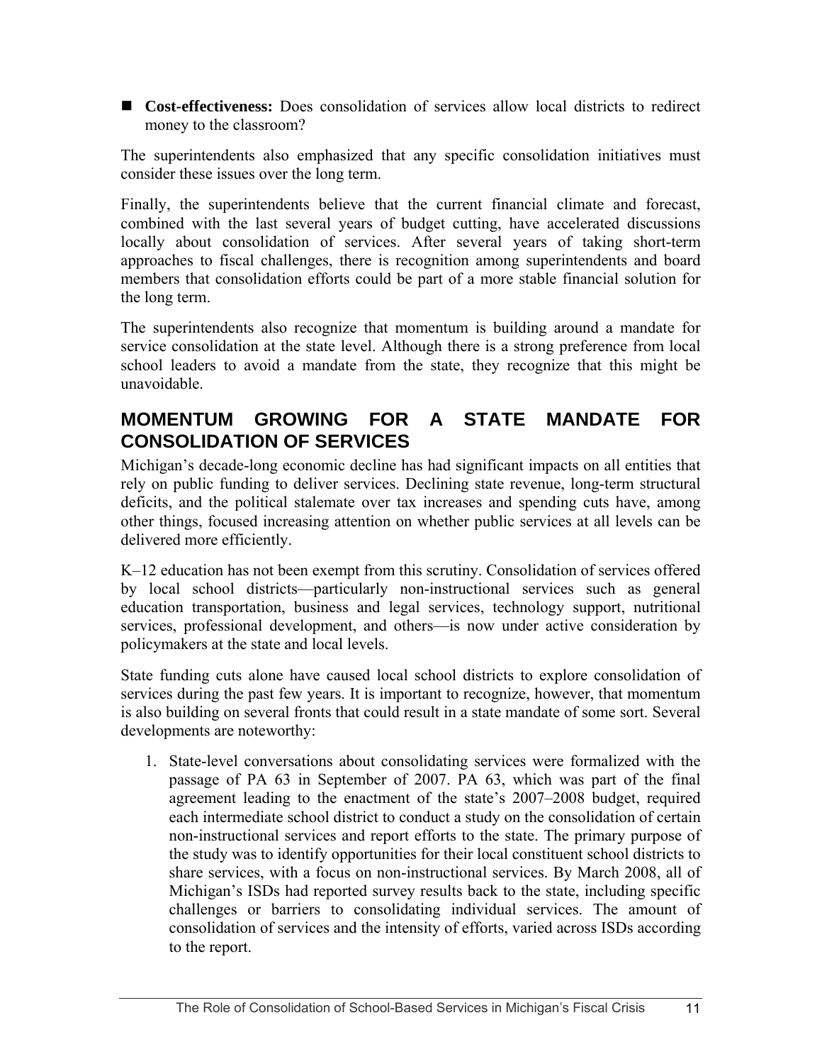- **Cost-effectiveness:** Does consolidation of services allow local districts to redirect money to the classroom?

The superintendents also emphasized that any specific consolidation initiatives must consider these issues over the long term.

Finally, the superintendents believe that the current financial climate and forecast, combined with the last several years of budget cutting, have accelerated discussions locally about consolidation of services. After several years of taking short-term approaches to fiscal challenges, there is recognition among superintendents and board members that consolidation efforts could be part of a more stable financial solution for the long term.

The superintendents also recognize that momentum is building around a mandate for service consolidation at the state level. Although there is a strong preference from local school leaders to avoid a mandate from the state, they recognize that this might be unavoidable.

## MOMENTUM GROWING FOR A STATE MANDATE FOR CONSOLIDATION OF SERVICES

Michigan's decade-long economic decline has had significant impacts on all entities that rely on public funding to deliver services. Declining state revenue, long-term structural deficits, and the political stalemate over tax increases and spending cuts have, among other things, focused increasing attention on whether public services at all levels can be delivered more efficiently.

K–12 education has not been exempt from this scrutiny. Consolidation of services offered by local school districts—particularly non-instructional services such as general education transportation, business and legal services, technology support, nutritional services, professional development, and others—is now under active consideration by policymakers at the state and local levels.

State funding cuts alone have caused local school districts to explore consolidation of services during the past few years. It is important to recognize, however, that momentum is also building on several fronts that could result in a state mandate of some sort. Several developments are noteworthy:

1. State-level conversations about consolidating services were formalized with the passage of PA 63 in September of 2007. PA 63, which was part of the final agreement leading to the enactment of the state's 2007–2008 budget, required each intermediate school district to conduct a study on the consolidation of certain non-instructional services and report efforts to the state. The primary purpose of the study was to identify opportunities for their local constituent school districts to share services, with a focus on non-instructional services. By March 2008, all of Michigan's ISDs had reported survey results back to the state, including specific challenges or barriers to consolidating individual services. The amount of consolidation of services and the intensity of efforts, varied across ISDs according to the report.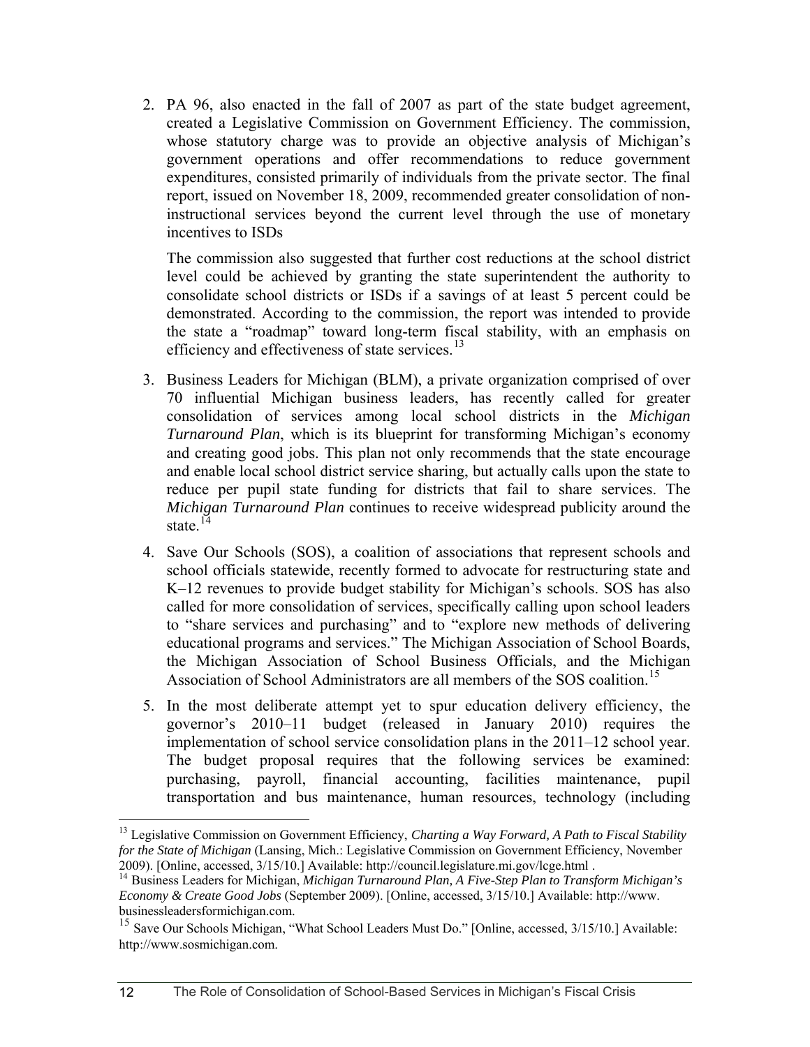2. PA 96, also enacted in the fall of 2007 as part of the state budget agreement, created a Legislative Commission on Government Efficiency. The commission, whose statutory charge was to provide an objective analysis of Michigan's government operations and offer recommendations to reduce government expenditures, consisted primarily of individuals from the private sector. The final report, issued on November 18, 2009, recommended greater consolidation of non-instructional services beyond the current level through the use of monetary incentives to ISDs

   The commission also suggested that further cost reductions at the school district level could be achieved by granting the state superintendent the authority to consolidate school districts or ISDs if a savings of at least 5 percent could be demonstrated. According to the commission, the report was intended to provide the state a "roadmap" toward long-term fiscal stability, with an emphasis on efficiency and effectiveness of state services.[13]

3. Business Leaders for Michigan (BLM), a private organization comprised of over 70 influential Michigan business leaders, has recently called for greater consolidation of services among local school districts in the *Michigan Turnaround Plan*, which is its blueprint for transforming Michigan's economy and creating good jobs. This plan not only recommends that the state encourage and enable local school district service sharing, but actually calls upon the state to reduce per pupil state funding for districts that fail to share services. The *Michigan Turnaround Plan* continues to receive widespread publicity around the state.[14]

4. Save Our Schools (SOS), a coalition of associations that represent schools and school officials statewide, recently formed to advocate for restructuring state and K–12 revenues to provide budget stability for Michigan's schools. SOS has also called for more consolidation of services, specifically calling upon school leaders to "share services and purchasing" and to "explore new methods of delivering educational programs and services." The Michigan Association of School Boards, the Michigan Association of School Business Officials, and the Michigan Association of School Administrators are all members of the SOS coalition.[15]

5. In the most deliberate attempt yet to spur education delivery efficiency, the governor's 2010–11 budget (released in January 2010) requires the implementation of school service consolidation plans in the 2011–12 school year. The budget proposal requires that the following services be examined: purchasing, payroll, financial accounting, facilities maintenance, pupil transportation and bus maintenance, human resources, technology (including

---

[13] Legislative Commission on Government Efficiency, *Charting a Way Forward, A Path to Fiscal Stability for the State of Michigan* (Lansing, Mich.: Legislative Commission on Government Efficiency, November 2009). [Online, accessed, 3/15/10.] Available: http://council.legislature.mi.gov/lcge.html .

[14] Business Leaders for Michigan, *Michigan Turnaround Plan, A Five-Step Plan to Transform Michigan's Economy & Create Good Jobs* (September 2009). [Online, accessed, 3/15/10.] Available: http://www.businessleadersformichigan.com.

[15] Save Our Schools Michigan, "What School Leaders Must Do." [Online, accessed, 3/15/10.] Available: http://www.sosmichigan.com.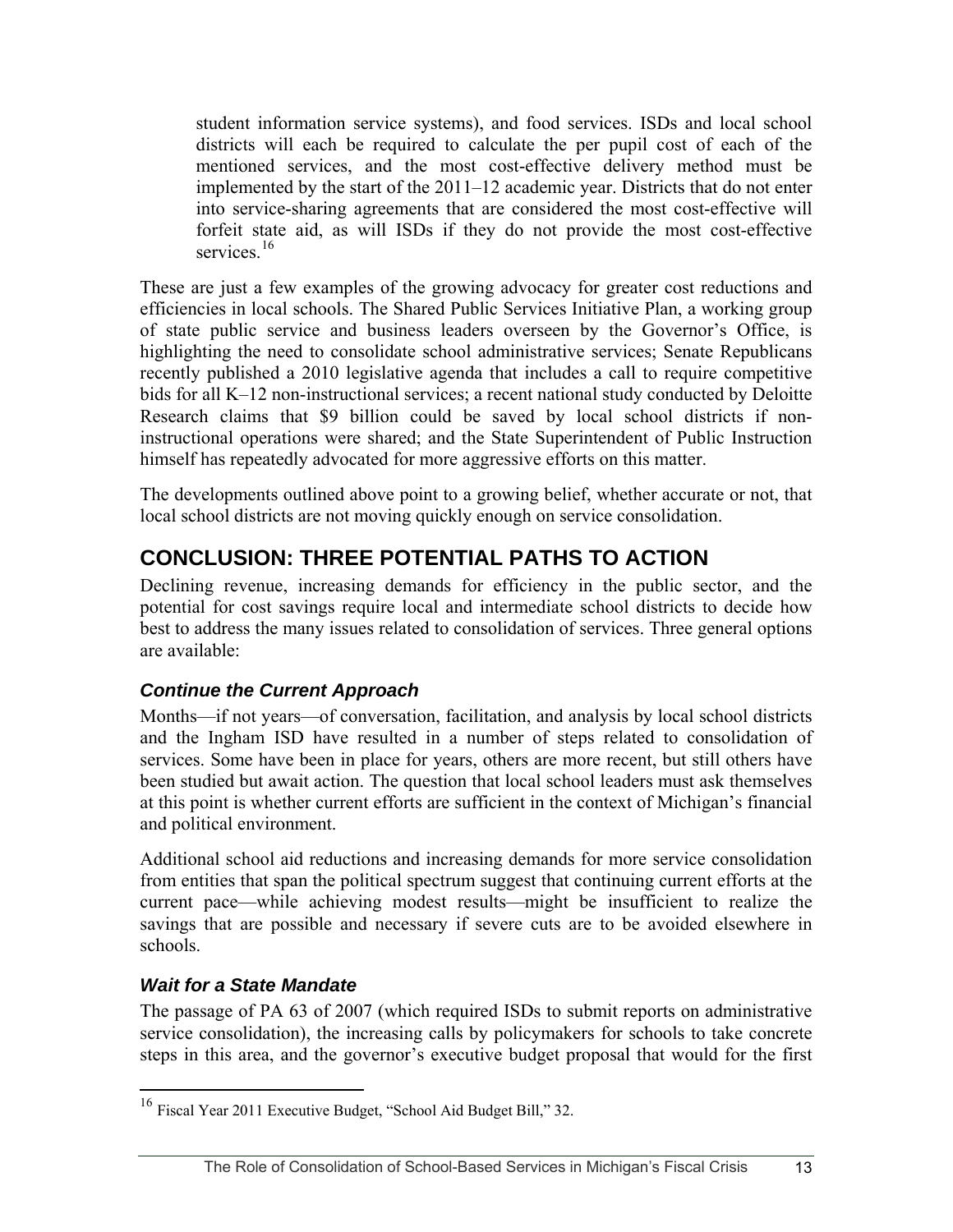student information service systems), and food services. ISDs and local school districts will each be required to calculate the per pupil cost of each of the mentioned services, and the most cost-effective delivery method must be implemented by the start of the 2011–12 academic year. Districts that do not enter into service-sharing agreements that are considered the most cost-effective will forfeit state aid, as will ISDs if they do not provide the most cost-effective services.[16]

These are just a few examples of the growing advocacy for greater cost reductions and efficiencies in local schools. The Shared Public Services Initiative Plan, a working group of state public service and business leaders overseen by the Governor's Office, is highlighting the need to consolidate school administrative services; Senate Republicans recently published a 2010 legislative agenda that includes a call to require competitive bids for all K–12 non-instructional services; a recent national study conducted by Deloitte Research claims that \$9 billion could be saved by local school districts if non-instructional operations were shared; and the State Superintendent of Public Instruction himself has repeatedly advocated for more aggressive efforts on this matter.

The developments outlined above point to a growing belief, whether accurate or not, that local school districts are not moving quickly enough on service consolidation.

## CONCLUSION: THREE POTENTIAL PATHS TO ACTION

Declining revenue, increasing demands for efficiency in the public sector, and the potential for cost savings require local and intermediate school districts to decide how best to address the many issues related to consolidation of services. Three general options are available:

### *Continue the Current Approach*

Months—if not years—of conversation, facilitation, and analysis by local school districts and the Ingham ISD have resulted in a number of steps related to consolidation of services. Some have been in place for years, others are more recent, but still others have been studied but await action. The question that local school leaders must ask themselves at this point is whether current efforts are sufficient in the context of Michigan's financial and political environment.

Additional school aid reductions and increasing demands for more service consolidation from entities that span the political spectrum suggest that continuing current efforts at the current pace—while achieving modest results—might be insufficient to realize the savings that are possible and necessary if severe cuts are to be avoided elsewhere in schools.

### *Wait for a State Mandate*

The passage of PA 63 of 2007 (which required ISDs to submit reports on administrative service consolidation), the increasing calls by policymakers for schools to take concrete steps in this area, and the governor's executive budget proposal that would for the first

[16] Fiscal Year 2011 Executive Budget, "School Aid Budget Bill," 32.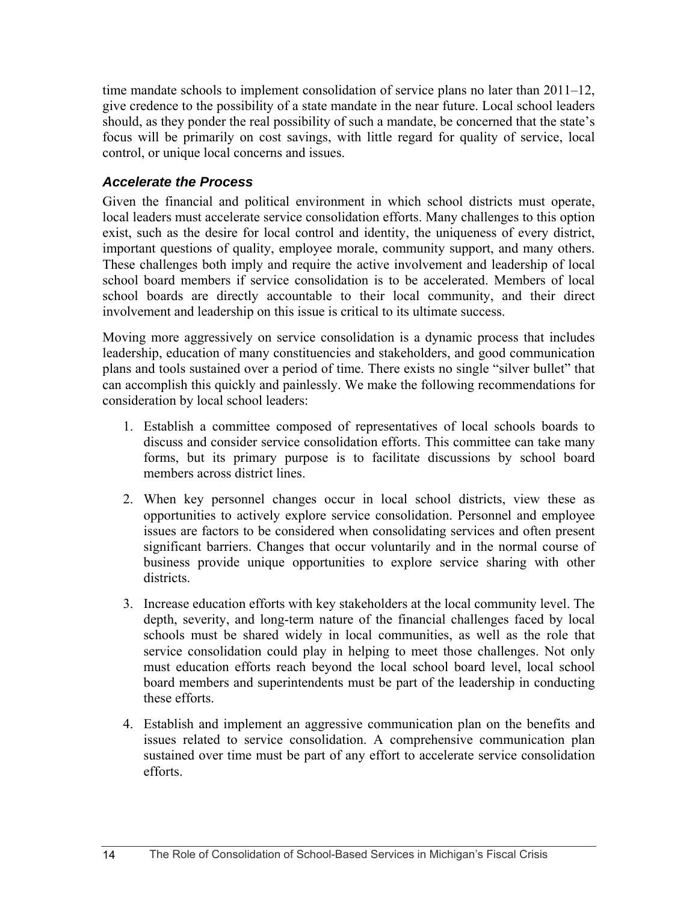time mandate schools to implement consolidation of service plans no later than 2011–12, give credence to the possibility of a state mandate in the near future. Local school leaders should, as they ponder the real possibility of such a mandate, be concerned that the state's focus will be primarily on cost savings, with little regard for quality of service, local control, or unique local concerns and issues.

### *Accelerate the Process*

Given the financial and political environment in which school districts must operate, local leaders must accelerate service consolidation efforts. Many challenges to this option exist, such as the desire for local control and identity, the uniqueness of every district, important questions of quality, employee morale, community support, and many others. These challenges both imply and require the active involvement and leadership of local school board members if service consolidation is to be accelerated. Members of local school boards are directly accountable to their local community, and their direct involvement and leadership on this issue is critical to its ultimate success.

Moving more aggressively on service consolidation is a dynamic process that includes leadership, education of many constituencies and stakeholders, and good communication plans and tools sustained over a period of time. There exists no single "silver bullet" that can accomplish this quickly and painlessly. We make the following recommendations for consideration by local school leaders:

1. Establish a committee composed of representatives of local schools boards to discuss and consider service consolidation efforts. This committee can take many forms, but its primary purpose is to facilitate discussions by school board members across district lines.

2. When key personnel changes occur in local school districts, view these as opportunities to actively explore service consolidation. Personnel and employee issues are factors to be considered when consolidating services and often present significant barriers. Changes that occur voluntarily and in the normal course of business provide unique opportunities to explore service sharing with other districts.

3. Increase education efforts with key stakeholders at the local community level. The depth, severity, and long-term nature of the financial challenges faced by local schools must be shared widely in local communities, as well as the role that service consolidation could play in helping to meet those challenges. Not only must education efforts reach beyond the local school board level, local school board members and superintendents must be part of the leadership in conducting these efforts.

4. Establish and implement an aggressive communication plan on the benefits and issues related to service consolidation. A comprehensive communication plan sustained over time must be part of any effort to accelerate service consolidation efforts.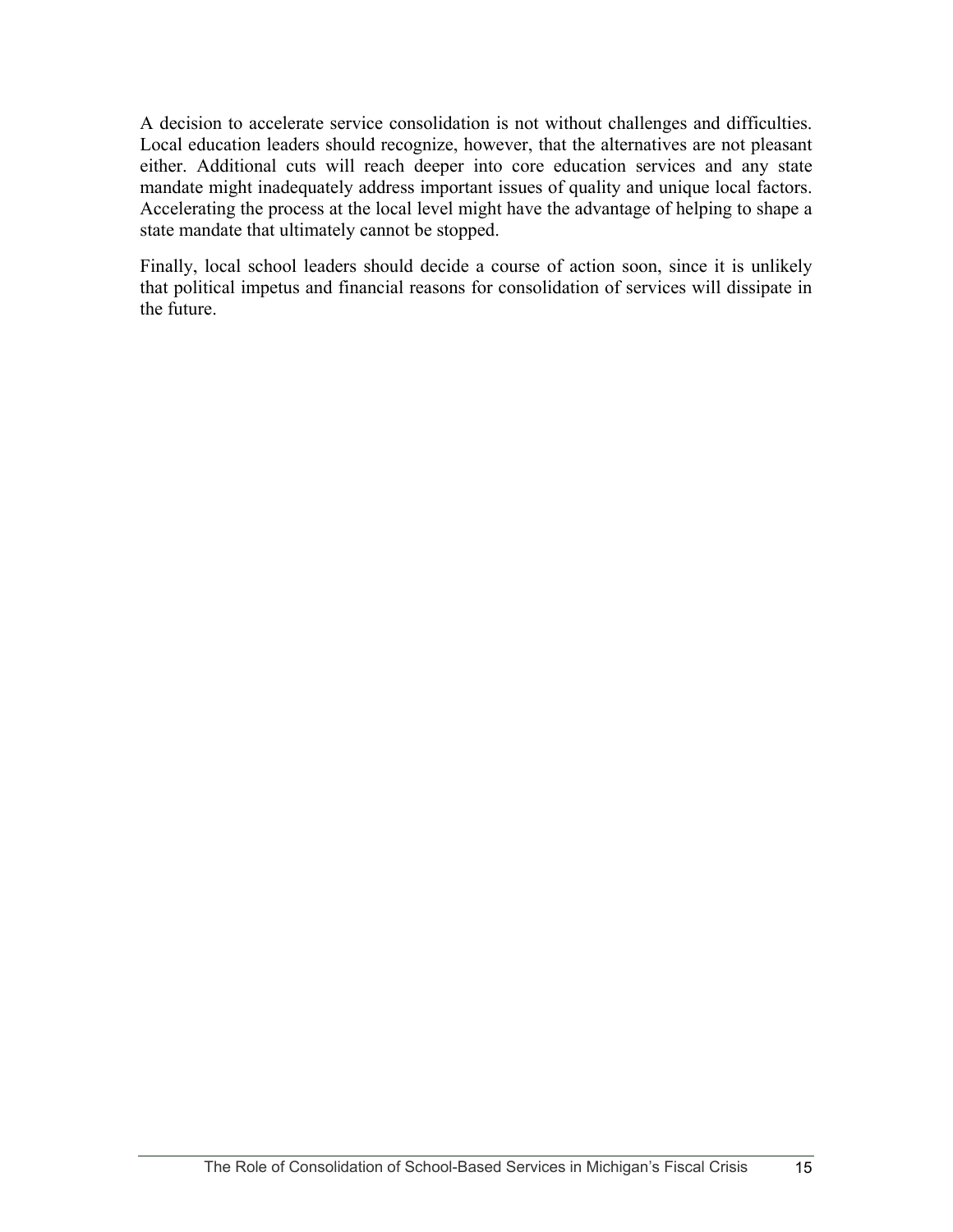A decision to accelerate service consolidation is not without challenges and difficulties. Local education leaders should recognize, however, that the alternatives are not pleasant either. Additional cuts will reach deeper into core education services and any state mandate might inadequately address important issues of quality and unique local factors. Accelerating the process at the local level might have the advantage of helping to shape a state mandate that ultimately cannot be stopped.

Finally, local school leaders should decide a course of action soon, since it is unlikely that political impetus and financial reasons for consolidation of services will dissipate in the future.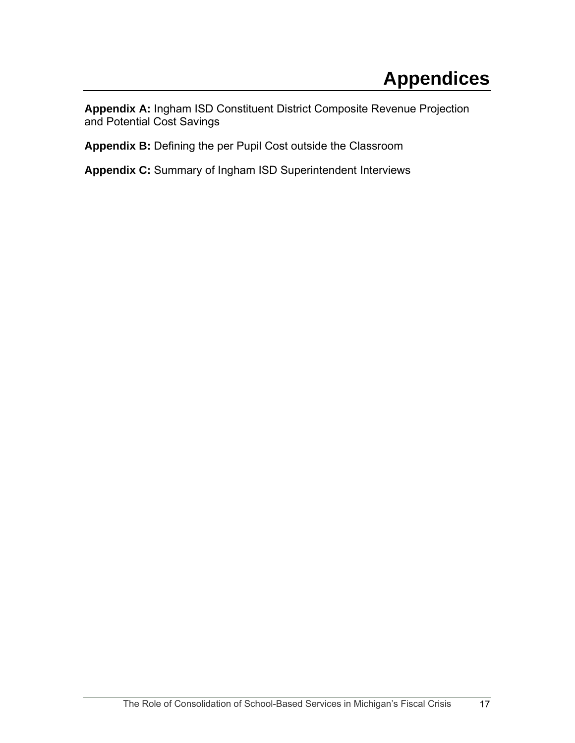# Appendices

**Appendix A:** Ingham ISD Constituent District Composite Revenue Projection and Potential Cost Savings

**Appendix B:** Defining the per Pupil Cost outside the Classroom

**Appendix C:** Summary of Ingham ISD Superintendent Interviews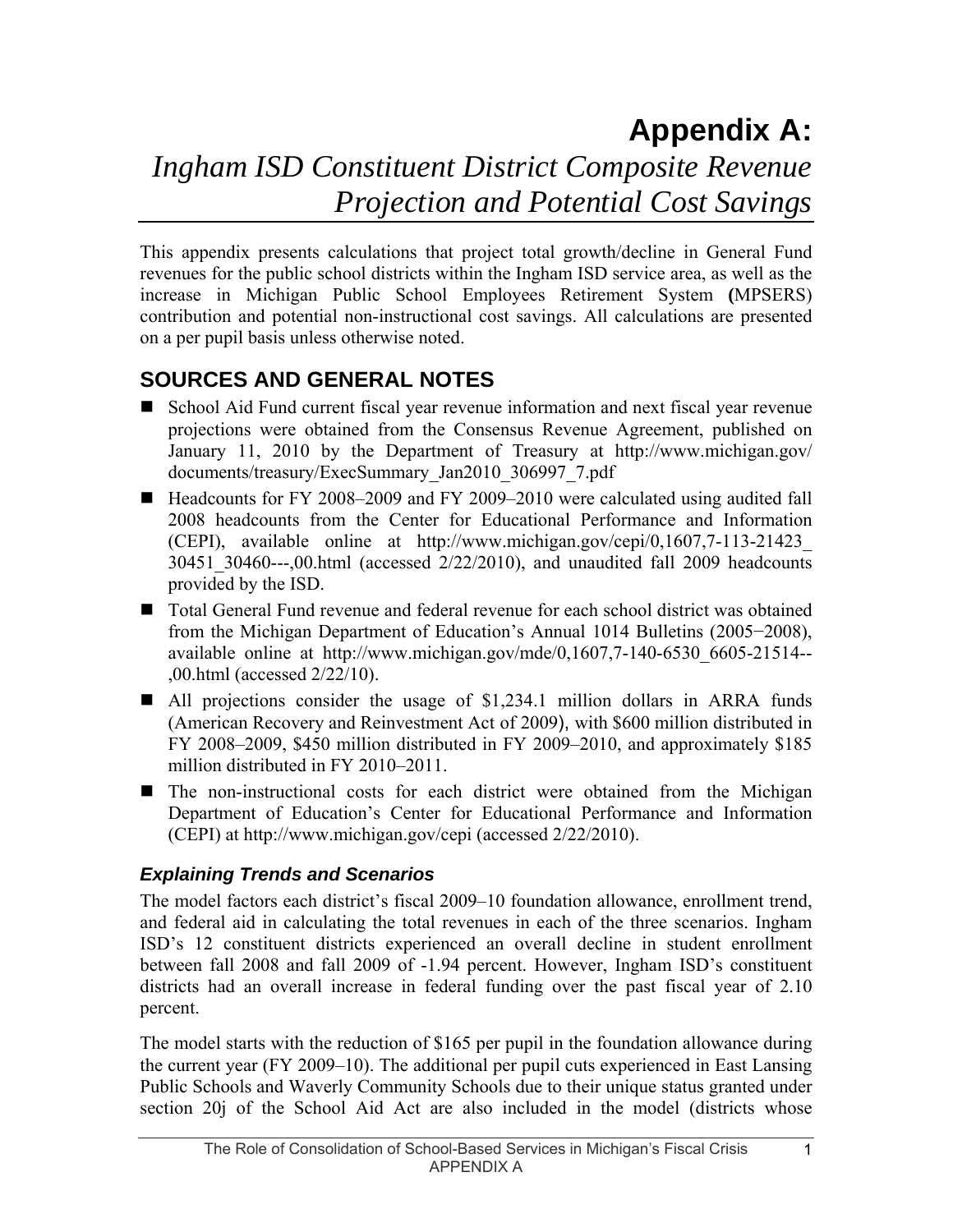# Appendix A:

## *Ingham ISD Constituent District Composite Revenue Projection and Potential Cost Savings*

This appendix presents calculations that project total growth/decline in General Fund revenues for the public school districts within the Ingham ISD service area, as well as the increase in Michigan Public School Employees Retirement System (MPSERS) contribution and potential non-instructional cost savings. All calculations are presented on a per pupil basis unless otherwise noted.

## SOURCES AND GENERAL NOTES

- School Aid Fund current fiscal year revenue information and next fiscal year revenue projections were obtained from the Consensus Revenue Agreement, published on January 11, 2010 by the Department of Treasury at http://www.michigan.gov/documents/treasury/ExecSummary_Jan2010_306997_7.pdf
- Headcounts for FY 2008–2009 and FY 2009–2010 were calculated using audited fall 2008 headcounts from the Center for Educational Performance and Information (CEPI), available online at http://www.michigan.gov/cepi/0,1607,7-113-21423_30451_30460---,00.html (accessed 2/22/2010), and unaudited fall 2009 headcounts provided by the ISD.
- Total General Fund revenue and federal revenue for each school district was obtained from the Michigan Department of Education's Annual 1014 Bulletins (2005−2008), available online at http://www.michigan.gov/mde/0,1607,7-140-6530_6605-21514--,00.html (accessed 2/22/10).
- All projections consider the usage of $1,234.1 million dollars in ARRA funds (American Recovery and Reinvestment Act of 2009), with $600 million distributed in FY 2008–2009, $450 million distributed in FY 2009–2010, and approximately $185 million distributed in FY 2010–2011.
- The non-instructional costs for each district were obtained from the Michigan Department of Education's Center for Educational Performance and Information (CEPI) at http://www.michigan.gov/cepi (accessed 2/22/2010).

### *Explaining Trends and Scenarios*

The model factors each district's fiscal 2009–10 foundation allowance, enrollment trend, and federal aid in calculating the total revenues in each of the three scenarios. Ingham ISD's 12 constituent districts experienced an overall decline in student enrollment between fall 2008 and fall 2009 of -1.94 percent. However, Ingham ISD's constituent districts had an overall increase in federal funding over the past fiscal year of 2.10 percent.

The model starts with the reduction of $165 per pupil in the foundation allowance during the current year (FY 2009–10). The additional per pupil cuts experienced in East Lansing Public Schools and Waverly Community Schools due to their unique status granted under section 20j of the School Aid Act are also included in the model (districts whose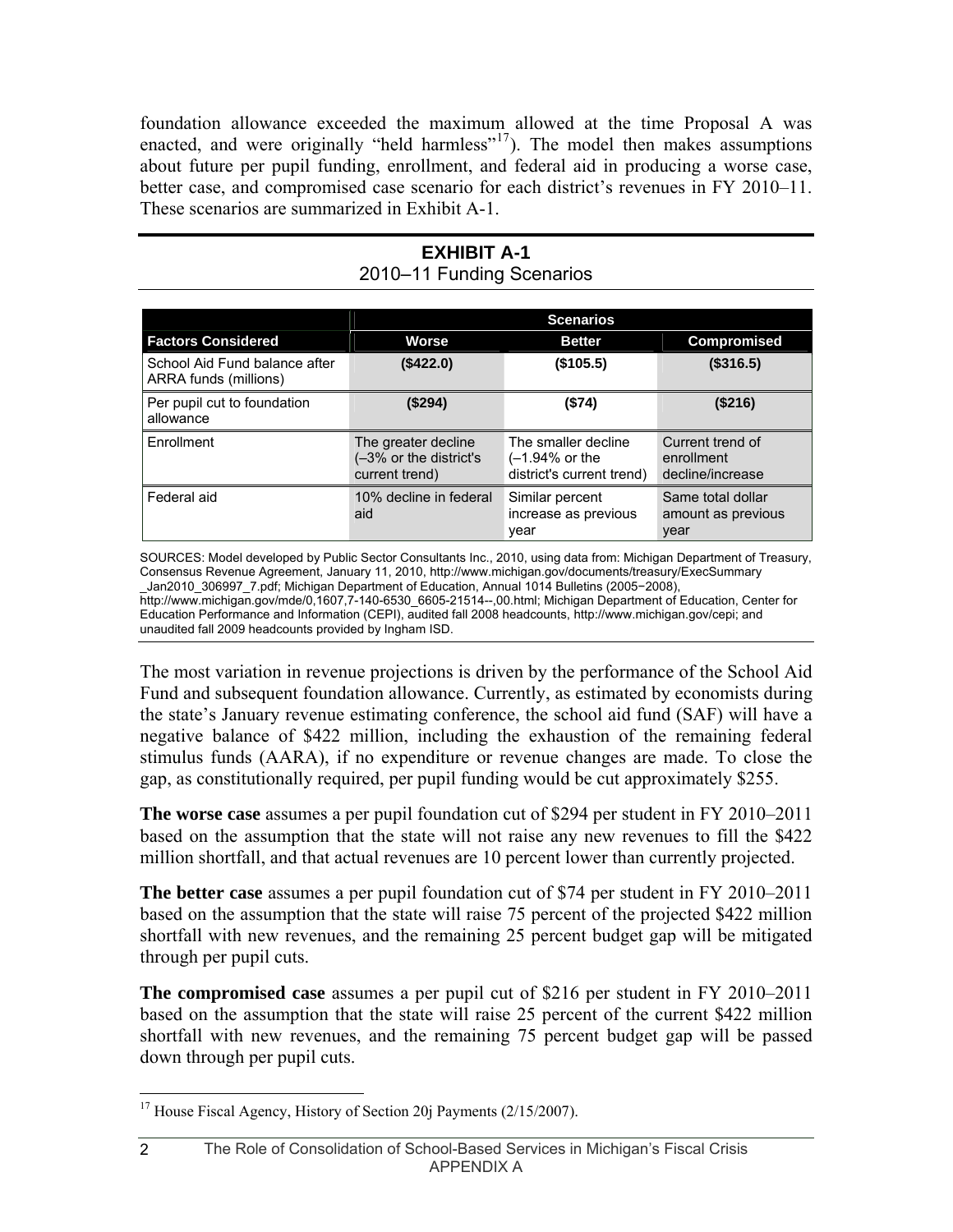foundation allowance exceeded the maximum allowed at the time Proposal A was enacted, and were originally "held harmless"[17]). The model then makes assumptions about future per pupil funding, enrollment, and federal aid in producing a worse case, better case, and compromised case scenario for each district's revenues in FY 2010–11. These scenarios are summarized in Exhibit A-1.

**EXHIBIT A-1**
2010–11 Funding Scenarios

| | Scenarios | | |
|---|---|---|---|
| **Factors Considered** | **Worse** | **Better** | **Compromised** |
| School Aid Fund balance after ARRA funds (millions) | **($422.0)** | **($105.5)** | **($316.5)** |
| Per pupil cut to foundation allowance | **($294)** | **($74)** | **($216)** |
| Enrollment | The greater decline (–3% or the district's current trend) | The smaller decline (–1.94% or the district's current trend) | Current trend of enrollment decline/increase |
| Federal aid | 10% decline in federal aid | Similar percent increase as previous year | Same total dollar amount as previous year |

SOURCES: Model developed by Public Sector Consultants Inc., 2010, using data from: Michigan Department of Treasury, Consensus Revenue Agreement, January 11, 2010, http://www.michigan.gov/documents/treasury/ExecSummary_Jan2010_306997_7.pdf; Michigan Department of Education, Annual 1014 Bulletins (2005−2008), http://www.michigan.gov/mde/0,1607,7-140-6530_6605-21514--,00.html; Michigan Department of Education, Center for Education Performance and Information (CEPI), audited fall 2008 headcounts, http://www.michigan.gov/cepi; and unaudited fall 2009 headcounts provided by Ingham ISD.

The most variation in revenue projections is driven by the performance of the School Aid Fund and subsequent foundation allowance. Currently, as estimated by economists during the state's January revenue estimating conference, the school aid fund (SAF) will have a negative balance of $422 million, including the exhaustion of the remaining federal stimulus funds (AARA), if no expenditure or revenue changes are made. To close the gap, as constitutionally required, per pupil funding would be cut approximately $255.

**The worse case** assumes a per pupil foundation cut of $294 per student in FY 2010–2011 based on the assumption that the state will not raise any new revenues to fill the $422 million shortfall, and that actual revenues are 10 percent lower than currently projected.

**The better case** assumes a per pupil foundation cut of $74 per student in FY 2010–2011 based on the assumption that the state will raise 75 percent of the projected $422 million shortfall with new revenues, and the remaining 25 percent budget gap will be mitigated through per pupil cuts.

**The compromised case** assumes a per pupil cut of $216 per student in FY 2010–2011 based on the assumption that the state will raise 25 percent of the current $422 million shortfall with new revenues, and the remaining 75 percent budget gap will be passed down through per pupil cuts.

[17] House Fiscal Agency, History of Section 20j Payments (2/15/2007).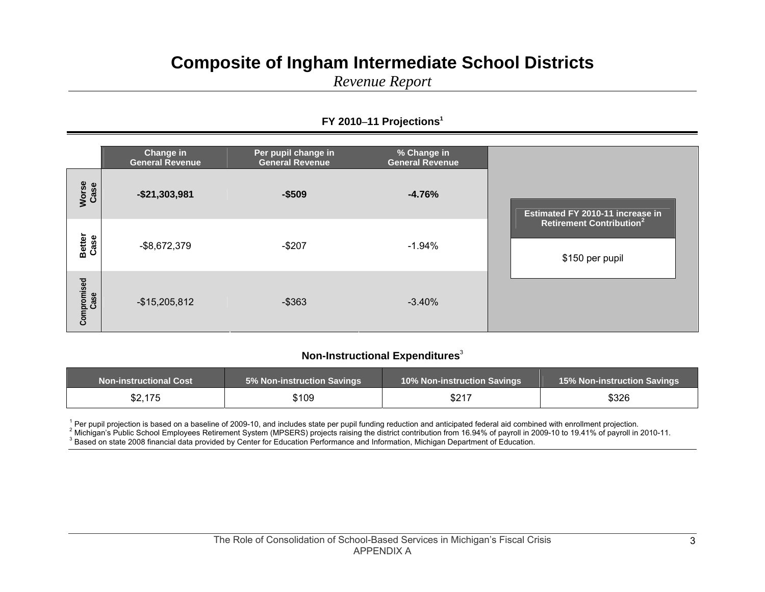# Composite of Ingham Intermediate School Districts

*Revenue Report*

### FY 2010–11 Projections[1]

| | Change in General Revenue | Per pupil change in General Revenue | % Change in General Revenue |
|---|---|---|---|
| **Worse Case** | **-$21,303,981** | **-$509** | **-4.76%** |
| **Better Case** | -$8,672,379 | -$207 | -1.94% |
| **Compromised Case** | -$15,205,812 | -$363 | -3.40% |

| Estimated FY 2010-11 increase in Retirement Contribution[2] |
|---|
| $150 per pupil |

### Non-Instructional Expenditures[3]

| Non-instructional Cost | 5% Non-instruction Savings | 10% Non-instruction Savings | 15% Non-instruction Savings |
|---|---|---|---|
| $2,175 | $109 | $217 | $326 |

[1] Per pupil projection is based on a baseline of 2009-10, and includes state per pupil funding reduction and anticipated federal aid combined with enrollment projection.
[2] Michigan's Public School Employees Retirement System (MPSERS) projects raising the district contribution from 16.94% of payroll in 2009-10 to 19.41% of payroll in 2010-11.
[3] Based on state 2008 financial data provided by Center for Education Performance and Information, Michigan Department of Education.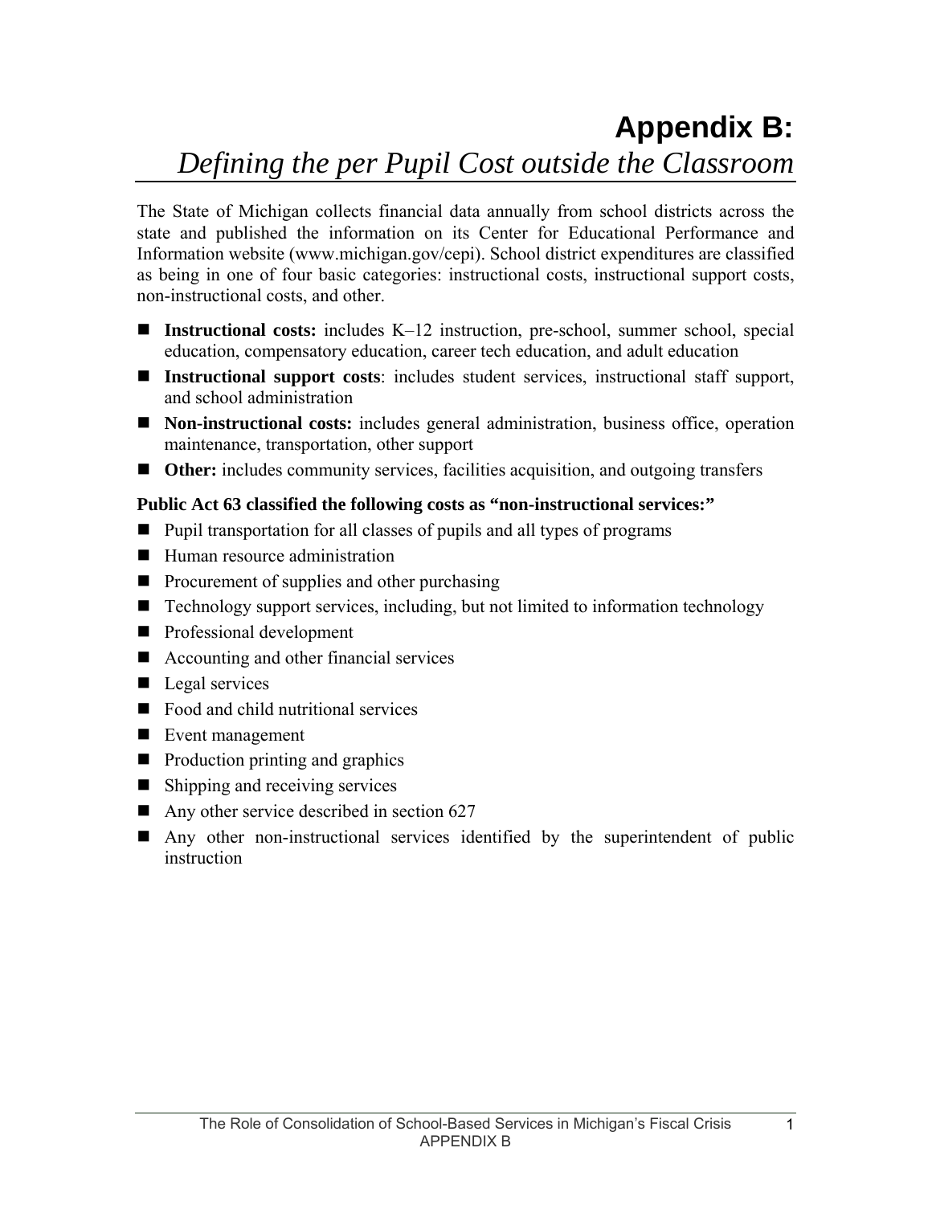# Appendix B:

## *Defining the per Pupil Cost outside the Classroom*

The State of Michigan collects financial data annually from school districts across the state and published the information on its Center for Educational Performance and Information website (www.michigan.gov/cepi). School district expenditures are classified as being in one of four basic categories: instructional costs, instructional support costs, non-instructional costs, and other.

- **Instructional costs:** includes K–12 instruction, pre-school, summer school, special education, compensatory education, career tech education, and adult education
- **Instructional support costs**: includes student services, instructional staff support, and school administration
- **Non-instructional costs:** includes general administration, business office, operation maintenance, transportation, other support
- **Other:** includes community services, facilities acquisition, and outgoing transfers

**Public Act 63 classified the following costs as "non-instructional services:"**

- Pupil transportation for all classes of pupils and all types of programs
- Human resource administration
- Procurement of supplies and other purchasing
- Technology support services, including, but not limited to information technology
- Professional development
- Accounting and other financial services
- Legal services
- Food and child nutritional services
- Event management
- Production printing and graphics
- Shipping and receiving services
- Any other service described in section 627
- Any other non-instructional services identified by the superintendent of public instruction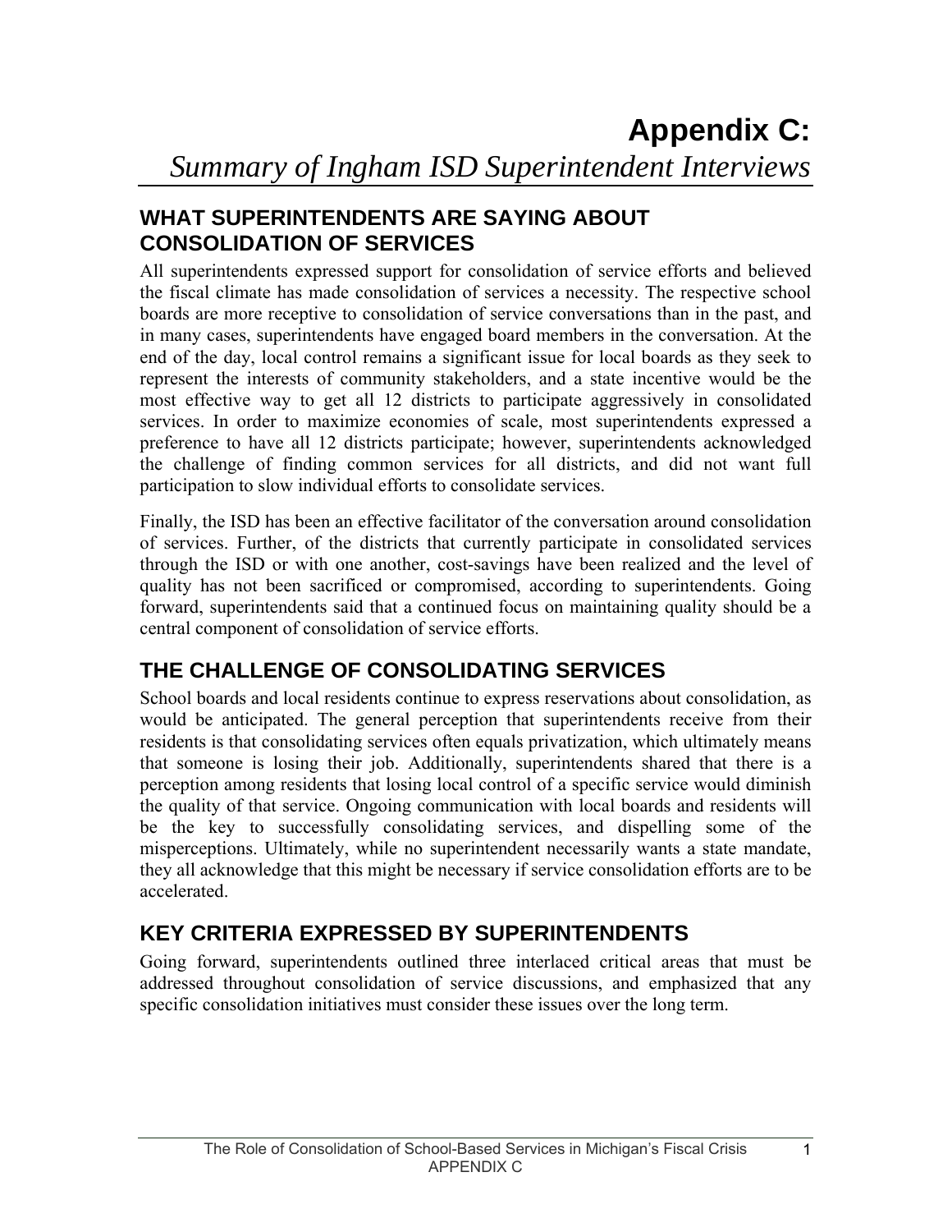# Appendix C:
*Summary of Ingham ISD Superintendent Interviews*

## WHAT SUPERINTENDENTS ARE SAYING ABOUT CONSOLIDATION OF SERVICES

All superintendents expressed support for consolidation of service efforts and believed the fiscal climate has made consolidation of services a necessity. The respective school boards are more receptive to consolidation of service conversations than in the past, and in many cases, superintendents have engaged board members in the conversation. At the end of the day, local control remains a significant issue for local boards as they seek to represent the interests of community stakeholders, and a state incentive would be the most effective way to get all 12 districts to participate aggressively in consolidated services. In order to maximize economies of scale, most superintendents expressed a preference to have all 12 districts participate; however, superintendents acknowledged the challenge of finding common services for all districts, and did not want full participation to slow individual efforts to consolidate services.

Finally, the ISD has been an effective facilitator of the conversation around consolidation of services. Further, of the districts that currently participate in consolidated services through the ISD or with one another, cost-savings have been realized and the level of quality has not been sacrificed or compromised, according to superintendents. Going forward, superintendents said that a continued focus on maintaining quality should be a central component of consolidation of service efforts.

## THE CHALLENGE OF CONSOLIDATING SERVICES

School boards and local residents continue to express reservations about consolidation, as would be anticipated. The general perception that superintendents receive from their residents is that consolidating services often equals privatization, which ultimately means that someone is losing their job. Additionally, superintendents shared that there is a perception among residents that losing local control of a specific service would diminish the quality of that service. Ongoing communication with local boards and residents will be the key to successfully consolidating services, and dispelling some of the misperceptions. Ultimately, while no superintendent necessarily wants a state mandate, they all acknowledge that this might be necessary if service consolidation efforts are to be accelerated.

## KEY CRITERIA EXPRESSED BY SUPERINTENDENTS

Going forward, superintendents outlined three interlaced critical areas that must be addressed throughout consolidation of service discussions, and emphasized that any specific consolidation initiatives must consider these issues over the long term.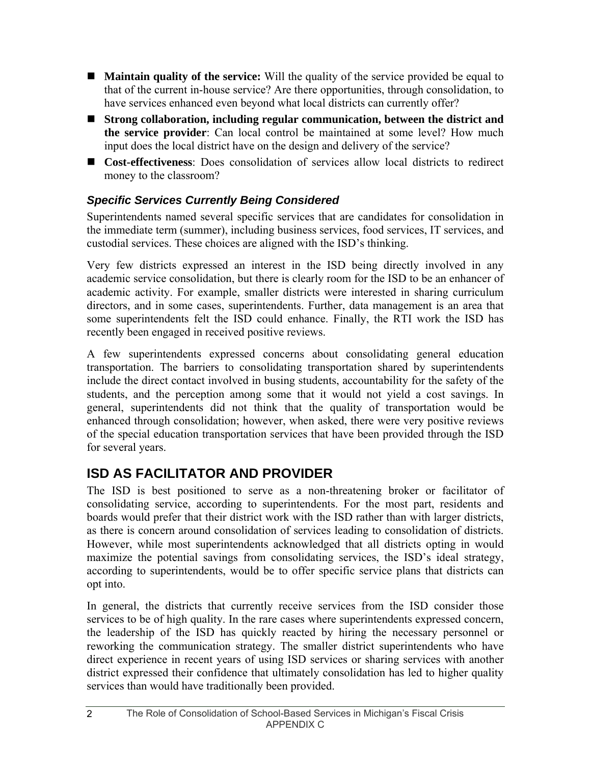- **Maintain quality of the service:** Will the quality of the service provided be equal to that of the current in-house service? Are there opportunities, through consolidation, to have services enhanced even beyond what local districts can currently offer?
- **Strong collaboration, including regular communication, between the district and the service provider**: Can local control be maintained at some level? How much input does the local district have on the design and delivery of the service?
- **Cost-effectiveness**: Does consolidation of services allow local districts to redirect money to the classroom?

### *Specific Services Currently Being Considered*

Superintendents named several specific services that are candidates for consolidation in the immediate term (summer), including business services, food services, IT services, and custodial services. These choices are aligned with the ISD's thinking.

Very few districts expressed an interest in the ISD being directly involved in any academic service consolidation, but there is clearly room for the ISD to be an enhancer of academic activity. For example, smaller districts were interested in sharing curriculum directors, and in some cases, superintendents. Further, data management is an area that some superintendents felt the ISD could enhance. Finally, the RTI work the ISD has recently been engaged in received positive reviews.

A few superintendents expressed concerns about consolidating general education transportation. The barriers to consolidating transportation shared by superintendents include the direct contact involved in busing students, accountability for the safety of the students, and the perception among some that it would not yield a cost savings. In general, superintendents did not think that the quality of transportation would be enhanced through consolidation; however, when asked, there were very positive reviews of the special education transportation services that have been provided through the ISD for several years.

## ISD AS FACILITATOR AND PROVIDER

The ISD is best positioned to serve as a non-threatening broker or facilitator of consolidating service, according to superintendents. For the most part, residents and boards would prefer that their district work with the ISD rather than with larger districts, as there is concern around consolidation of services leading to consolidation of districts. However, while most superintendents acknowledged that all districts opting in would maximize the potential savings from consolidating services, the ISD's ideal strategy, according to superintendents, would be to offer specific service plans that districts can opt into.

In general, the districts that currently receive services from the ISD consider those services to be of high quality. In the rare cases where superintendents expressed concern, the leadership of the ISD has quickly reacted by hiring the necessary personnel or reworking the communication strategy. The smaller district superintendents who have direct experience in recent years of using ISD services or sharing services with another district expressed their confidence that ultimately consolidation has led to higher quality services than would have traditionally been provided.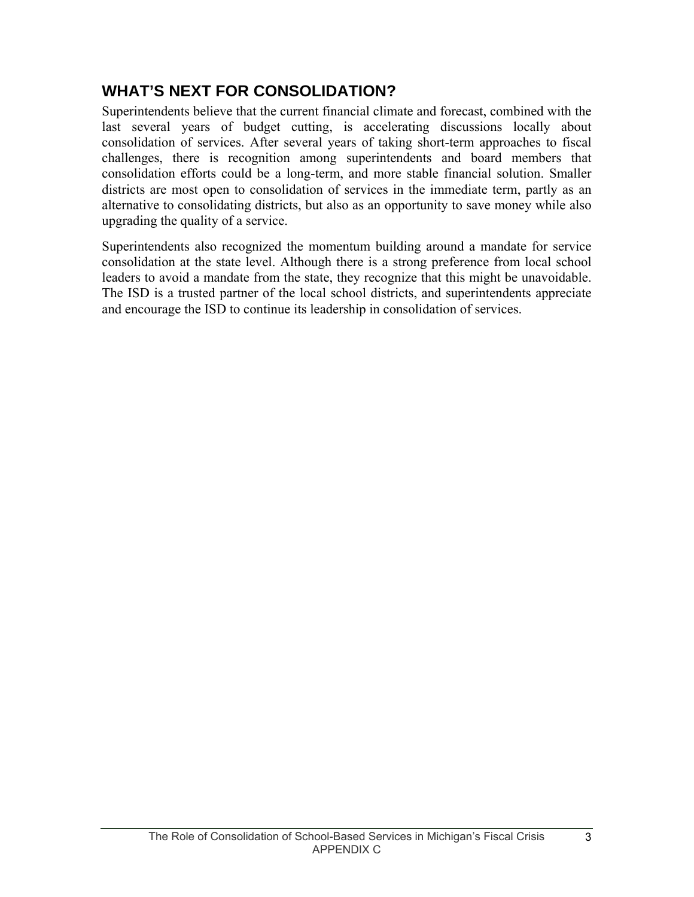## WHAT'S NEXT FOR CONSOLIDATION?

Superintendents believe that the current financial climate and forecast, combined with the last several years of budget cutting, is accelerating discussions locally about consolidation of services. After several years of taking short-term approaches to fiscal challenges, there is recognition among superintendents and board members that consolidation efforts could be a long-term, and more stable financial solution. Smaller districts are most open to consolidation of services in the immediate term, partly as an alternative to consolidating districts, but also as an opportunity to save money while also upgrading the quality of a service.

Superintendents also recognized the momentum building around a mandate for service consolidation at the state level. Although there is a strong preference from local school leaders to avoid a mandate from the state, they recognize that this might be unavoidable. The ISD is a trusted partner of the local school districts, and superintendents appreciate and encourage the ISD to continue its leadership in consolidation of services.